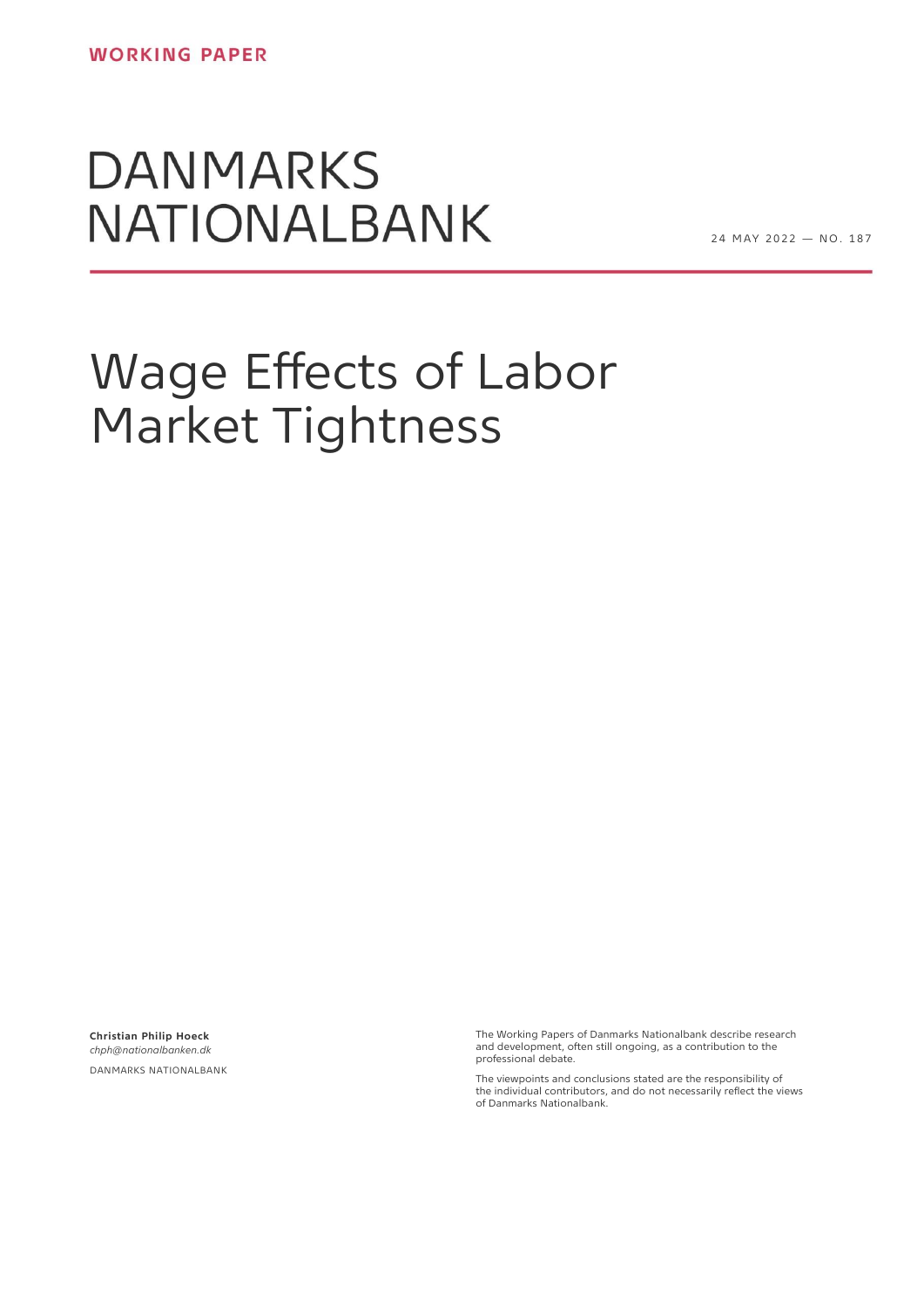**WORKING PAPER**

DANMARKS NATIONALBANK

24 MAY 2022 — NO. 187

# Wage Effects of Labor Market Tightness

**Christian Philip Hoeck**
*chph@nationalbanken.dk*
DANMARKS NATIONALBANK

The Working Papers of Danmarks Nationalbank describe research and development, often still ongoing, as a contribution to the professional debate.

The viewpoints and conclusions stated are the responsibility of the individual contributors, and do not necessarily reflect the views of Danmarks Nationalbank.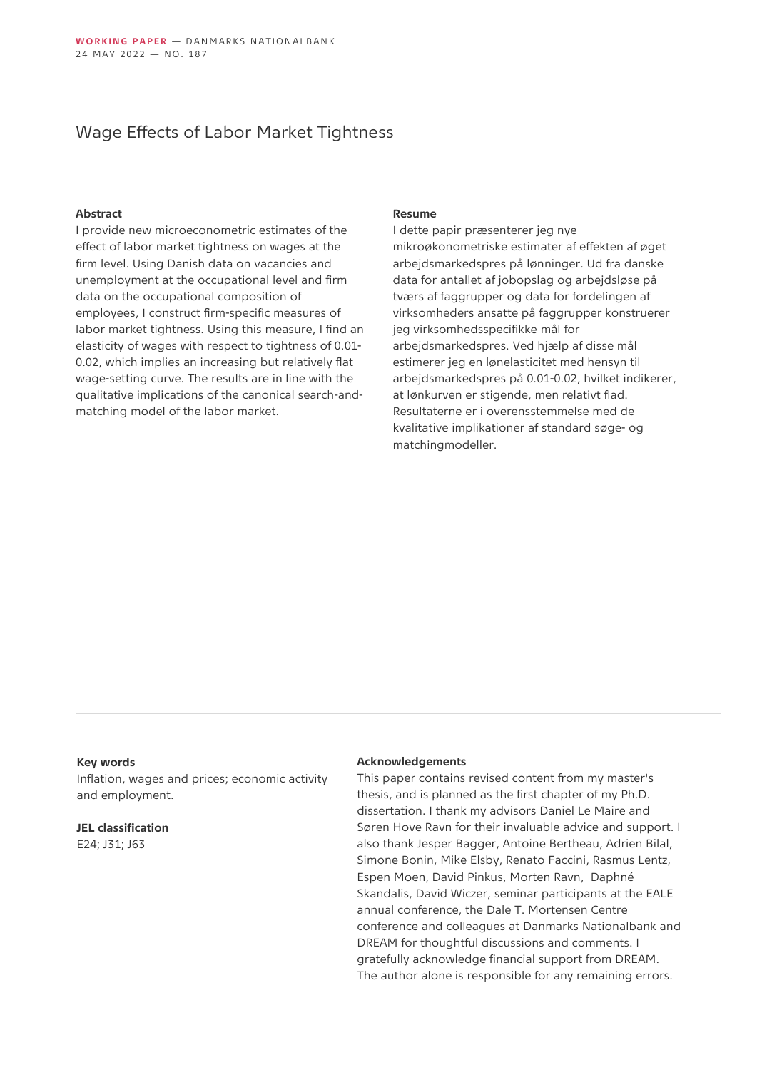# Wage Effects of Labor Market Tightness

## Abstract

I provide new microeconometric estimates of the effect of labor market tightness on wages at the firm level. Using Danish data on vacancies and unemployment at the occupational level and firm data on the occupational composition of employees, I construct firm-specific measures of labor market tightness. Using this measure, I find an elasticity of wages with respect to tightness of 0.01-0.02, which implies an increasing but relatively flat wage-setting curve. The results are in line with the qualitative implications of the canonical search-and-matching model of the labor market.

## Resume

I dette papir præsenterer jeg nye mikroøkonometriske estimater af effekten af øget arbejdsmarkedspres på lønninger. Ud fra danske data for antallet af jobopslag og arbejdsløse på tværs af faggrupper og data for fordelingen af virksomheders ansatte på faggrupper konstruerer jeg virksomhedsspecifikke mål for arbejdsmarkedspres. Ved hjælp af disse mål estimerer jeg en lønelasticitet med hensyn til arbejdsmarkedspres på 0.01-0.02, hvilket indikerer, at lønkurven er stigende, men relativt flad. Resultaterne er i overensstemmelse med de kvalitative implikationer af standard søge- og matchingmodeller.

**Key words**

Inflation, wages and prices; economic activity and employment.

**JEL classification**

E24; J31; J63

**Acknowledgements**

This paper contains revised content from my master's thesis, and is planned as the first chapter of my Ph.D. dissertation. I thank my advisors Daniel Le Maire and Søren Hove Ravn for their invaluable advice and support. I also thank Jesper Bagger, Antoine Bertheau, Adrien Bilal, Simone Bonin, Mike Elsby, Renato Faccini, Rasmus Lentz, Espen Moen, David Pinkus, Morten Ravn, Daphné Skandalis, David Wiczer, seminar participants at the EALE annual conference, the Dale T. Mortensen Centre conference and colleagues at Danmarks Nationalbank and DREAM for thoughtful discussions and comments. I gratefully acknowledge financial support from DREAM. The author alone is responsible for any remaining errors.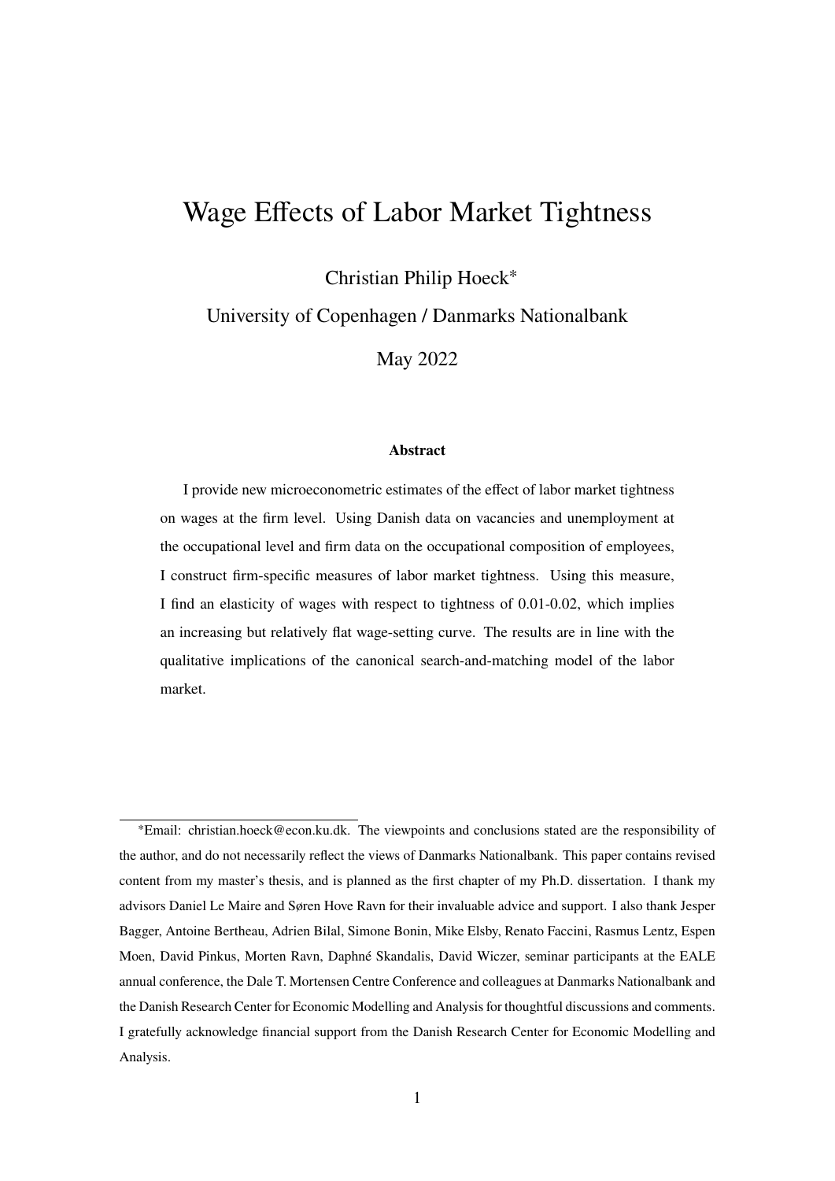# Wage Effects of Labor Market Tightness

Christian Philip Hoeck*

University of Copenhagen / Danmarks Nationalbank

May 2022

**Abstract**

I provide new microeconometric estimates of the effect of labor market tightness on wages at the firm level. Using Danish data on vacancies and unemployment at the occupational level and firm data on the occupational composition of employees, I construct firm-specific measures of labor market tightness. Using this measure, I find an elasticity of wages with respect to tightness of 0.01-0.02, which implies an increasing but relatively flat wage-setting curve. The results are in line with the qualitative implications of the canonical search-and-matching model of the labor market.

---

*Email: christian.hoeck@econ.ku.dk. The viewpoints and conclusions stated are the responsibility of the author, and do not necessarily reflect the views of Danmarks Nationalbank. This paper contains revised content from my master's thesis, and is planned as the first chapter of my Ph.D. dissertation. I thank my advisors Daniel Le Maire and Søren Hove Ravn for their invaluable advice and support. I also thank Jesper Bagger, Antoine Bertheau, Adrien Bilal, Simone Bonin, Mike Elsby, Renato Faccini, Rasmus Lentz, Espen Moen, David Pinkus, Morten Ravn, Daphné Skandalis, David Wiczer, seminar participants at the EALE annual conference, the Dale T. Mortensen Centre Conference and colleagues at Danmarks Nationalbank and the Danish Research Center for Economic Modelling and Analysis for thoughtful discussions and comments. I gratefully acknowledge financial support from the Danish Research Center for Economic Modelling and Analysis.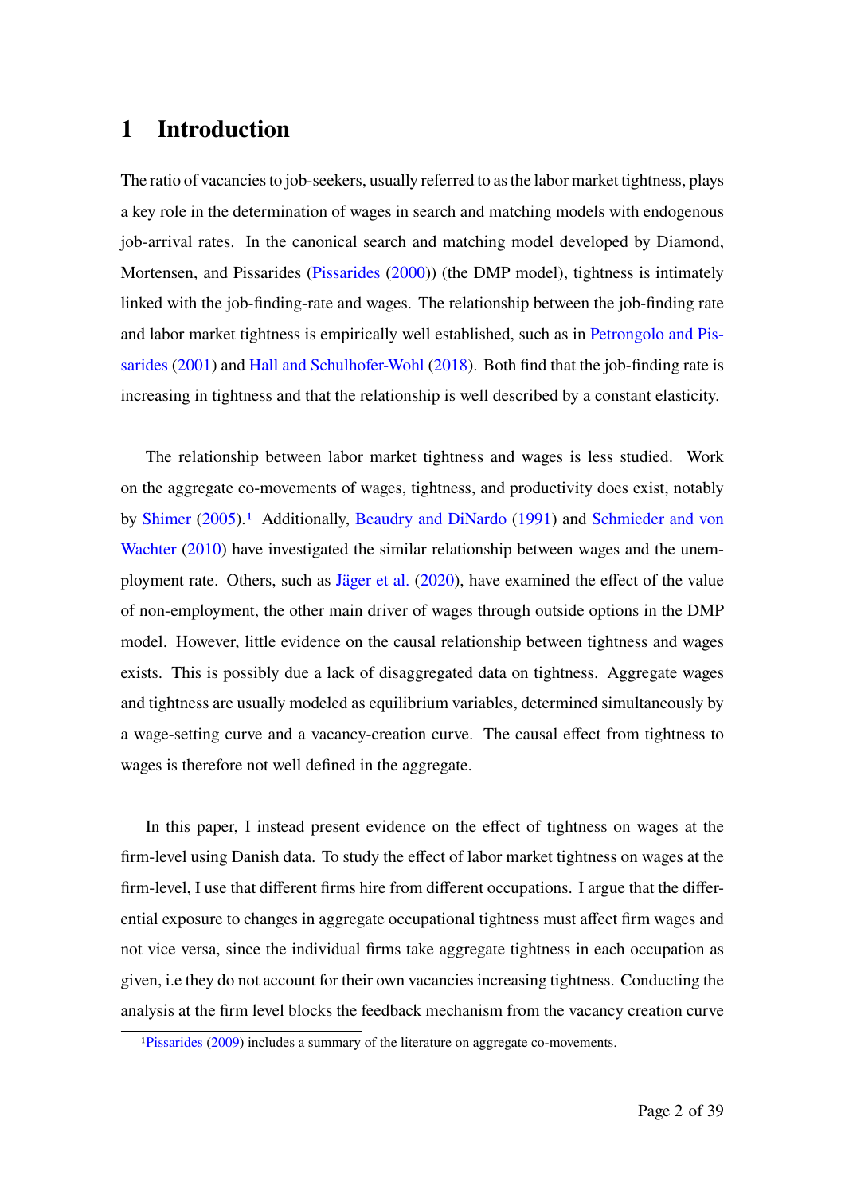# 1 Introduction

The ratio of vacancies to job-seekers, usually referred to as the labor market tightness, plays a key role in the determination of wages in search and matching models with endogenous job-arrival rates. In the canonical search and matching model developed by Diamond, Mortensen, and Pissarides (Pissarides (2000)) (the DMP model), tightness is intimately linked with the job-finding-rate and wages. The relationship between the job-finding rate and labor market tightness is empirically well established, such as in Petrongolo and Pissarides (2001) and Hall and Schulhofer-Wohl (2018). Both find that the job-finding rate is increasing in tightness and that the relationship is well described by a constant elasticity.

The relationship between labor market tightness and wages is less studied. Work on the aggregate co-movements of wages, tightness, and productivity does exist, notably by Shimer (2005).[1] Additionally, Beaudry and DiNardo (1991) and Schmieder and von Wachter (2010) have investigated the similar relationship between wages and the unemployment rate. Others, such as Jäger et al. (2020), have examined the effect of the value of non-employment, the other main driver of wages through outside options in the DMP model. However, little evidence on the causal relationship between tightness and wages exists. This is possibly due a lack of disaggregated data on tightness. Aggregate wages and tightness are usually modeled as equilibrium variables, determined simultaneously by a wage-setting curve and a vacancy-creation curve. The causal effect from tightness to wages is therefore not well defined in the aggregate.

In this paper, I instead present evidence on the effect of tightness on wages at the firm-level using Danish data. To study the effect of labor market tightness on wages at the firm-level, I use that different firms hire from different occupations. I argue that the differential exposure to changes in aggregate occupational tightness must affect firm wages and not vice versa, since the individual firms take aggregate tightness in each occupation as given, i.e they do not account for their own vacancies increasing tightness. Conducting the analysis at the firm level blocks the feedback mechanism from the vacancy creation curve

[1] Pissarides (2009) includes a summary of the literature on aggregate co-movements.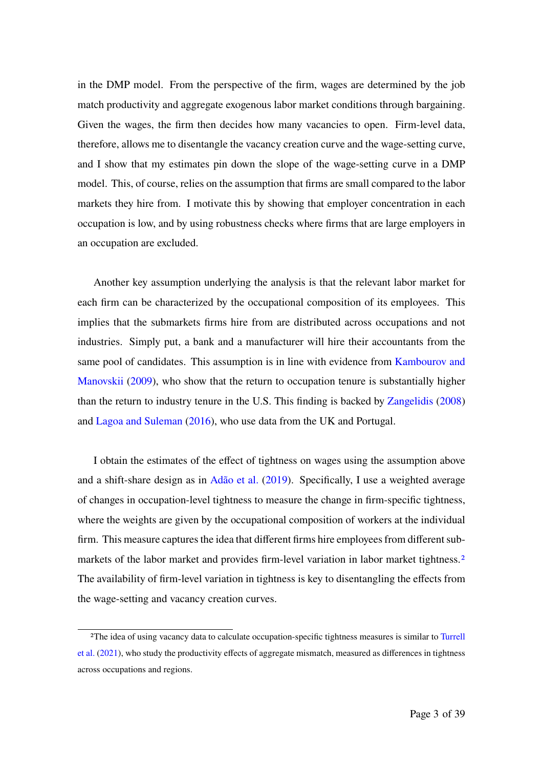in the DMP model. From the perspective of the firm, wages are determined by the job match productivity and aggregate exogenous labor market conditions through bargaining. Given the wages, the firm then decides how many vacancies to open. Firm-level data, therefore, allows me to disentangle the vacancy creation curve and the wage-setting curve, and I show that my estimates pin down the slope of the wage-setting curve in a DMP model. This, of course, relies on the assumption that firms are small compared to the labor markets they hire from. I motivate this by showing that employer concentration in each occupation is low, and by using robustness checks where firms that are large employers in an occupation are excluded.

Another key assumption underlying the analysis is that the relevant labor market for each firm can be characterized by the occupational composition of its employees. This implies that the submarkets firms hire from are distributed across occupations and not industries. Simply put, a bank and a manufacturer will hire their accountants from the same pool of candidates. This assumption is in line with evidence from Kambourov and Manovskii (2009), who show that the return to occupation tenure is substantially higher than the return to industry tenure in the U.S. This finding is backed by Zangelidis (2008) and Lagoa and Suleman (2016), who use data from the UK and Portugal.

I obtain the estimates of the effect of tightness on wages using the assumption above and a shift-share design as in Adão et al. (2019). Specifically, I use a weighted average of changes in occupation-level tightness to measure the change in firm-specific tightness, where the weights are given by the occupational composition of workers at the individual firm. This measure captures the idea that different firms hire employees from different submarkets of the labor market and provides firm-level variation in labor market tightness.[2] The availability of firm-level variation in tightness is key to disentangling the effects from the wage-setting and vacancy creation curves.

[2]The idea of using vacancy data to calculate occupation-specific tightness measures is similar to Turrell et al. (2021), who study the productivity effects of aggregate mismatch, measured as differences in tightness across occupations and regions.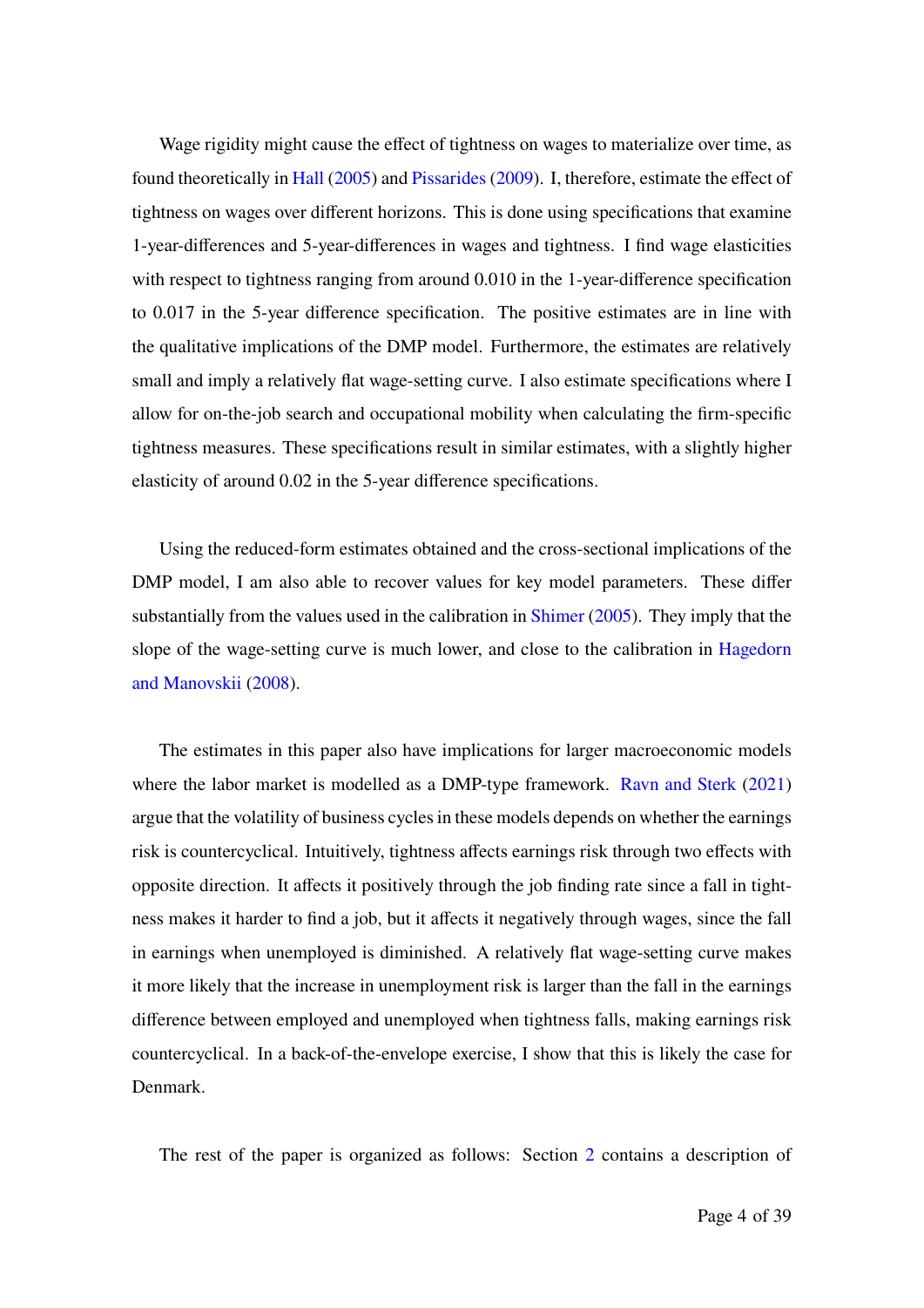Wage rigidity might cause the effect of tightness on wages to materialize over time, as found theoretically in Hall (2005) and Pissarides (2009). I, therefore, estimate the effect of tightness on wages over different horizons. This is done using specifications that examine 1-year-differences and 5-year-differences in wages and tightness. I find wage elasticities with respect to tightness ranging from around 0.010 in the 1-year-difference specification to 0.017 in the 5-year difference specification. The positive estimates are in line with the qualitative implications of the DMP model. Furthermore, the estimates are relatively small and imply a relatively flat wage-setting curve. I also estimate specifications where I allow for on-the-job search and occupational mobility when calculating the firm-specific tightness measures. These specifications result in similar estimates, with a slightly higher elasticity of around 0.02 in the 5-year difference specifications.

Using the reduced-form estimates obtained and the cross-sectional implications of the DMP model, I am also able to recover values for key model parameters. These differ substantially from the values used in the calibration in Shimer (2005). They imply that the slope of the wage-setting curve is much lower, and close to the calibration in Hagedorn and Manovskii (2008).

The estimates in this paper also have implications for larger macroeconomic models where the labor market is modelled as a DMP-type framework. Ravn and Sterk (2021) argue that the volatility of business cycles in these models depends on whether the earnings risk is countercyclical. Intuitively, tightness affects earnings risk through two effects with opposite direction. It affects it positively through the job finding rate since a fall in tightness makes it harder to find a job, but it affects it negatively through wages, since the fall in earnings when unemployed is diminished. A relatively flat wage-setting curve makes it more likely that the increase in unemployment risk is larger than the fall in the earnings difference between employed and unemployed when tightness falls, making earnings risk countercyclical. In a back-of-the-envelope exercise, I show that this is likely the case for Denmark.

The rest of the paper is organized as follows: Section 2 contains a description of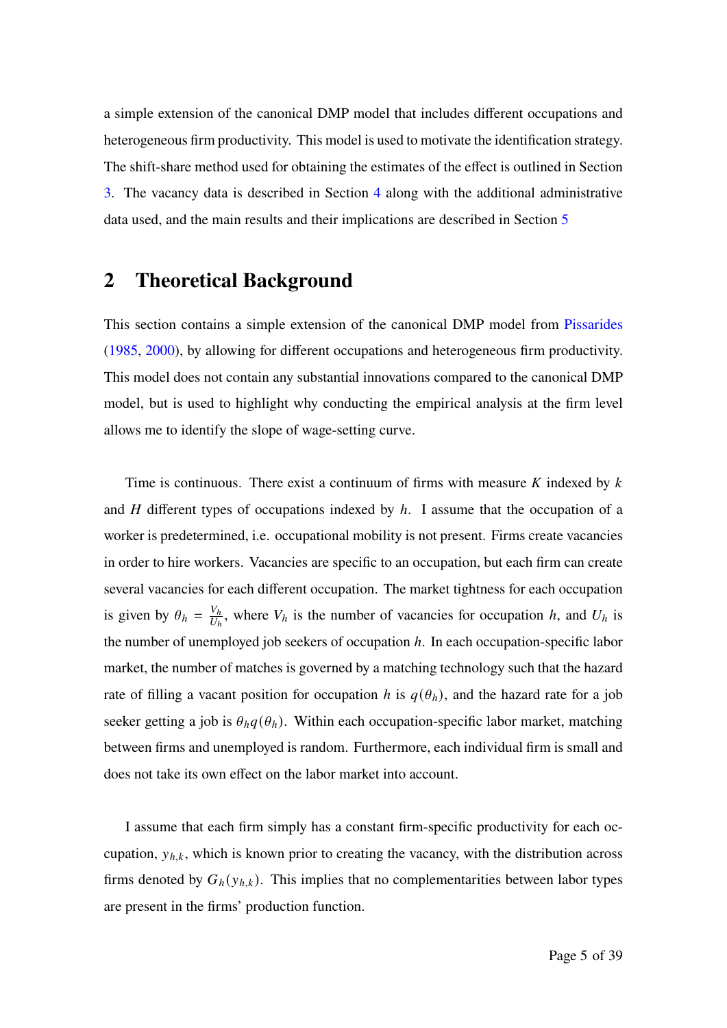a simple extension of the canonical DMP model that includes different occupations and heterogeneous firm productivity. This model is used to motivate the identification strategy. The shift-share method used for obtaining the estimates of the effect is outlined in Section 3. The vacancy data is described in Section 4 along with the additional administrative data used, and the main results and their implications are described in Section 5

## 2 Theoretical Background

This section contains a simple extension of the canonical DMP model from Pissarides (1985, 2000), by allowing for different occupations and heterogeneous firm productivity. This model does not contain any substantial innovations compared to the canonical DMP model, but is used to highlight why conducting the empirical analysis at the firm level allows me to identify the slope of wage-setting curve.

Time is continuous. There exist a continuum of firms with measure $K$ indexed by $k$ and $H$ different types of occupations indexed by $h$. I assume that the occupation of a worker is predetermined, i.e. occupational mobility is not present. Firms create vacancies in order to hire workers. Vacancies are specific to an occupation, but each firm can create several vacancies for each different occupation. The market tightness for each occupation is given by $\theta_h = \frac{V_h}{U_h}$, where $V_h$ is the number of vacancies for occupation $h$, and $U_h$ is the number of unemployed job seekers of occupation $h$. In each occupation-specific labor market, the number of matches is governed by a matching technology such that the hazard rate of filling a vacant position for occupation $h$ is $q(\theta_h)$, and the hazard rate for a job seeker getting a job is $\theta_h q(\theta_h)$. Within each occupation-specific labor market, matching between firms and unemployed is random. Furthermore, each individual firm is small and does not take its own effect on the labor market into account.

I assume that each firm simply has a constant firm-specific productivity for each occupation, $y_{h,k}$, which is known prior to creating the vacancy, with the distribution across firms denoted by $G_h(y_{h,k})$. This implies that no complementarities between labor types are present in the firms' production function.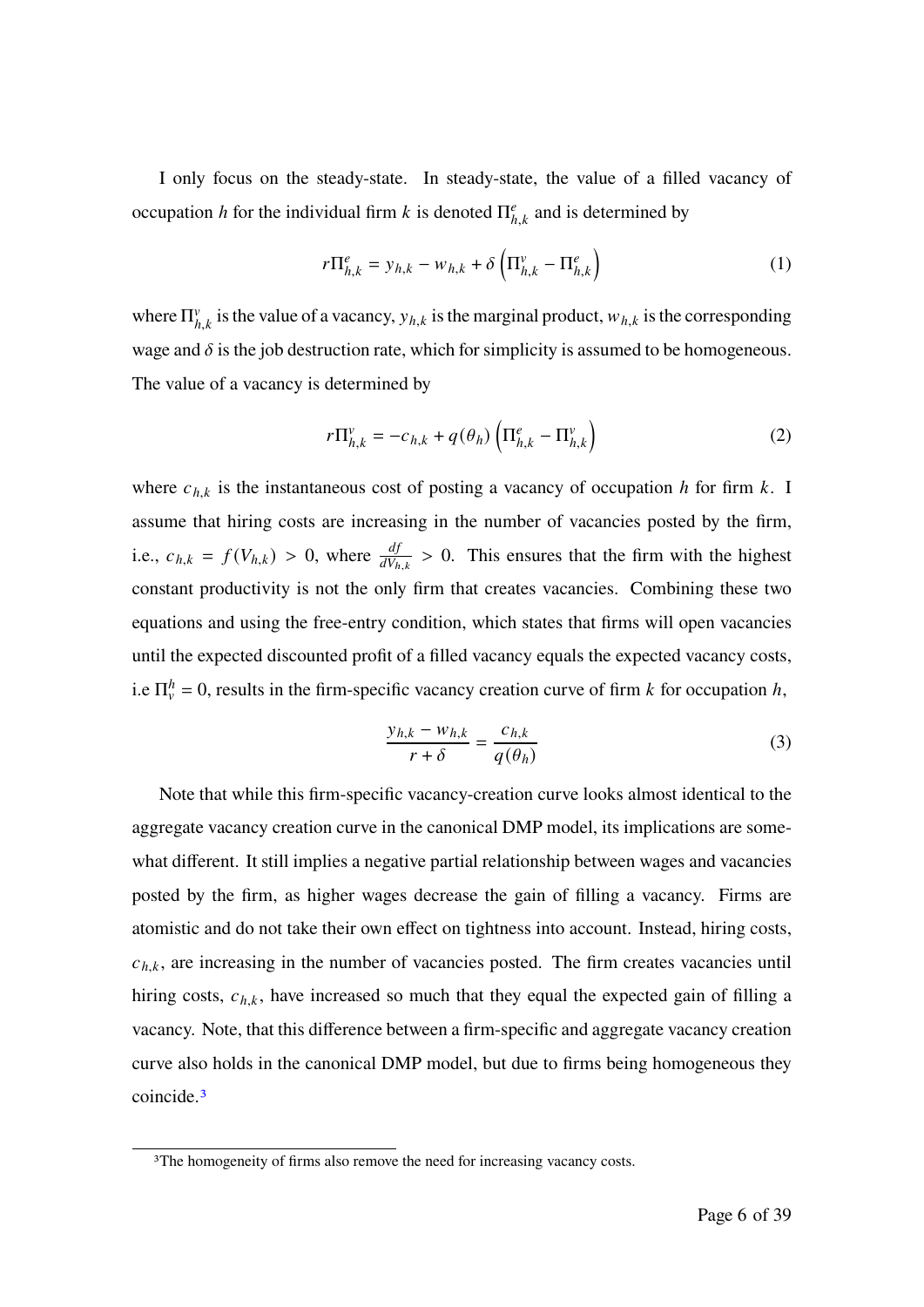I only focus on the steady-state. In steady-state, the value of a filled vacancy of occupation $h$ for the individual firm $k$ is denoted $\Pi^e_{h,k}$ and is determined by

$$r\Pi^e_{h,k} = y_{h,k} - w_{h,k} + \delta\left(\Pi^v_{h,k} - \Pi^e_{h,k}\right) \tag{1}$$

where $\Pi^v_{h,k}$ is the value of a vacancy, $y_{h,k}$ is the marginal product, $w_{h,k}$ is the corresponding wage and $\delta$ is the job destruction rate, which for simplicity is assumed to be homogeneous. The value of a vacancy is determined by

$$r\Pi^v_{h,k} = -c_{h,k} + q(\theta_h)\left(\Pi^e_{h,k} - \Pi^v_{h,k}\right) \tag{2}$$

where $c_{h,k}$ is the instantaneous cost of posting a vacancy of occupation $h$ for firm $k$. I assume that hiring costs are increasing in the number of vacancies posted by the firm, i.e., $c_{h,k} = f(V_{h,k}) > 0$, where $\frac{df}{dV_{h,k}} > 0$. This ensures that the firm with the highest constant productivity is not the only firm that creates vacancies. Combining these two equations and using the free-entry condition, which states that firms will open vacancies until the expected discounted profit of a filled vacancy equals the expected vacancy costs, i.e $\Pi^h_v = 0$, results in the firm-specific vacancy creation curve of firm $k$ for occupation $h$,

$$\frac{y_{h,k} - w_{h,k}}{r + \delta} = \frac{c_{h,k}}{q(\theta_h)} \tag{3}$$

Note that while this firm-specific vacancy-creation curve looks almost identical to the aggregate vacancy creation curve in the canonical DMP model, its implications are somewhat different. It still implies a negative partial relationship between wages and vacancies posted by the firm, as higher wages decrease the gain of filling a vacancy. Firms are atomistic and do not take their own effect on tightness into account. Instead, hiring costs, $c_{h,k}$, are increasing in the number of vacancies posted. The firm creates vacancies until hiring costs, $c_{h,k}$, have increased so much that they equal the expected gain of filling a vacancy. Note, that this difference between a firm-specific and aggregate vacancy creation curve also holds in the canonical DMP model, but due to firms being homogeneous they coincide.[3]

[3]The homogeneity of firms also remove the need for increasing vacancy costs.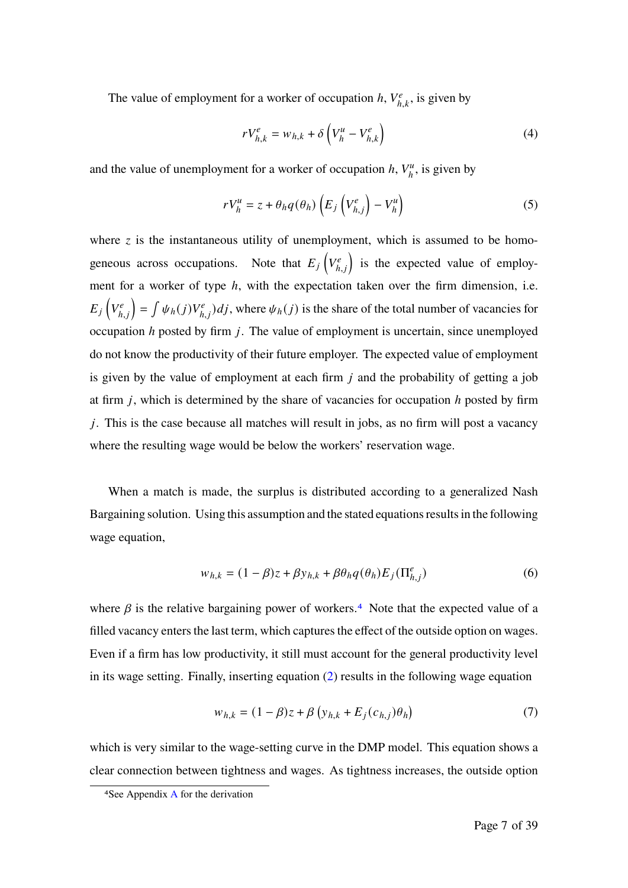The value of employment for a worker of occupation $h$, $V^e_{h,k}$, is given by

$$rV^e_{h,k} = w_{h,k} + \delta\left(V^u_h - V^e_{h,k}\right) \tag{4}$$

and the value of unemployment for a worker of occupation $h$, $V^u_h$, is given by

$$rV^u_h = z + \theta_h q(\theta_h)\left(E_j\left(V^e_{h,j}\right) - V^u_h\right) \tag{5}$$

where $z$ is the instantaneous utility of unemployment, which is assumed to be homogeneous across occupations. Note that $E_j\left(V^e_{h,j}\right)$ is the expected value of employment for a worker of type $h$, with the expectation taken over the firm dimension, i.e. $E_j\left(V^e_{h,j}\right) = \int \psi_h(j)V^e_{h,j})dj$, where $\psi_h(j)$ is the share of the total number of vacancies for occupation $h$ posted by firm $j$. The value of employment is uncertain, since unemployed do not know the productivity of their future employer. The expected value of employment is given by the value of employment at each firm $j$ and the probability of getting a job at firm $j$, which is determined by the share of vacancies for occupation $h$ posted by firm $j$. This is the case because all matches will result in jobs, as no firm will post a vacancy where the resulting wage would be below the workers' reservation wage.

When a match is made, the surplus is distributed according to a generalized Nash Bargaining solution. Using this assumption and the stated equations results in the following wage equation,

$$w_{h,k} = (1-\beta)z + \beta y_{h,k} + \beta\theta_h q(\theta_h)E_j(\Pi^e_{h,j}) \tag{6}$$

where $\beta$ is the relative bargaining power of workers.[4] Note that the expected value of a filled vacancy enters the last term, which captures the effect of the outside option on wages. Even if a firm has low productivity, it still must account for the general productivity level in its wage setting. Finally, inserting equation (2) results in the following wage equation

$$w_{h,k} = (1-\beta)z + \beta\left(y_{h,k} + E_j(c_{h,j})\theta_h\right) \tag{7}$$

which is very similar to the wage-setting curve in the DMP model. This equation shows a clear connection between tightness and wages. As tightness increases, the outside option

[4] See Appendix A for the derivation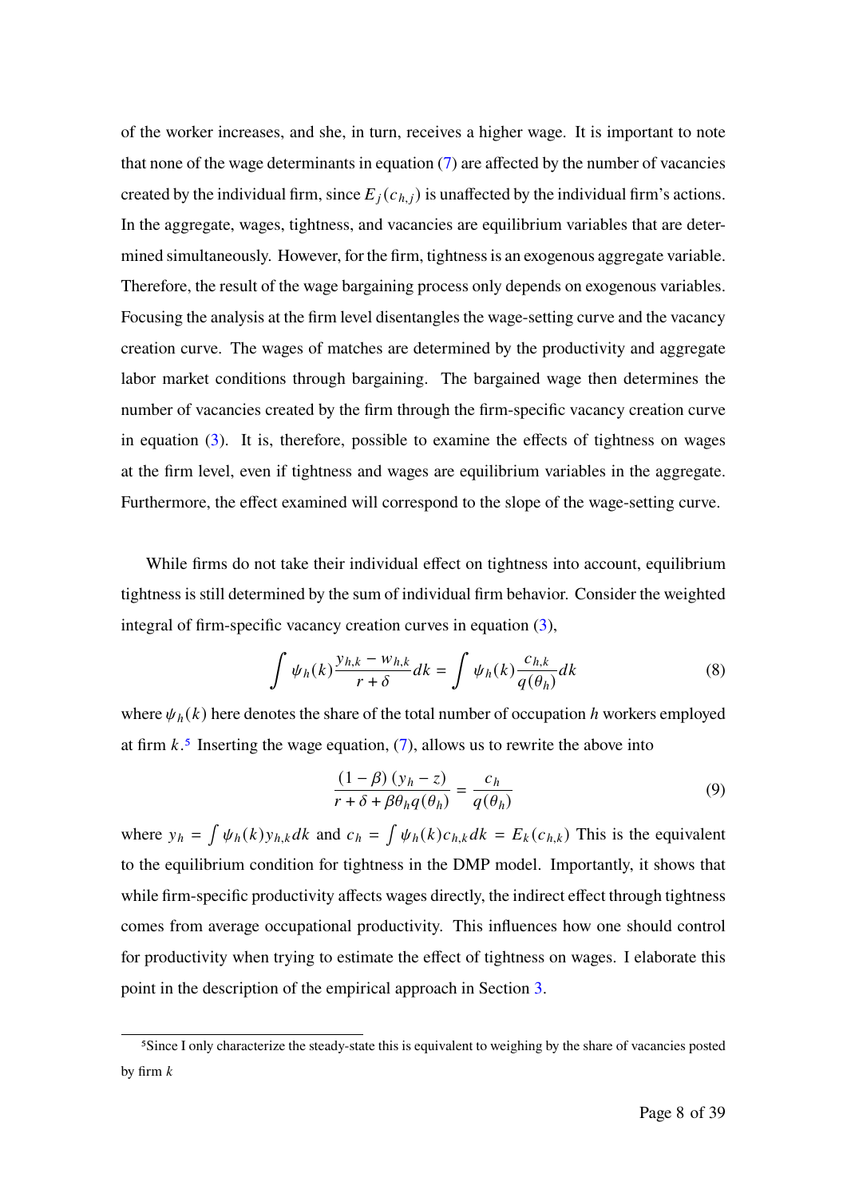of the worker increases, and she, in turn, receives a higher wage. It is important to note that none of the wage determinants in equation (7) are affected by the number of vacancies created by the individual firm, since $E_j(c_{h,j})$ is unaffected by the individual firm's actions. In the aggregate, wages, tightness, and vacancies are equilibrium variables that are determined simultaneously. However, for the firm, tightness is an exogenous aggregate variable. Therefore, the result of the wage bargaining process only depends on exogenous variables. Focusing the analysis at the firm level disentangles the wage-setting curve and the vacancy creation curve. The wages of matches are determined by the productivity and aggregate labor market conditions through bargaining. The bargained wage then determines the number of vacancies created by the firm through the firm-specific vacancy creation curve in equation (3). It is, therefore, possible to examine the effects of tightness on wages at the firm level, even if tightness and wages are equilibrium variables in the aggregate. Furthermore, the effect examined will correspond to the slope of the wage-setting curve.

While firms do not take their individual effect on tightness into account, equilibrium tightness is still determined by the sum of individual firm behavior. Consider the weighted integral of firm-specific vacancy creation curves in equation (3),

$$\int \psi_h(k) \frac{y_{h,k} - w_{h,k}}{r + \delta} dk = \int \psi_h(k) \frac{c_{h,k}}{q(\theta_h)} dk \tag{8}$$

where $\psi_h(k)$ here denotes the share of the total number of occupation $h$ workers employed at firm $k$.[5] Inserting the wage equation, (7), allows us to rewrite the above into

$$\frac{(1 - \beta)(y_h - z)}{r + \delta + \beta \theta_h q(\theta_h)} = \frac{c_h}{q(\theta_h)} \tag{9}$$

where $y_h = \int \psi_h(k) y_{h,k} dk$ and $c_h = \int \psi_h(k) c_{h,k} dk = E_k(c_{h,k})$ This is the equivalent to the equilibrium condition for tightness in the DMP model. Importantly, it shows that while firm-specific productivity affects wages directly, the indirect effect through tightness comes from average occupational productivity. This influences how one should control for productivity when trying to estimate the effect of tightness on wages. I elaborate this point in the description of the empirical approach in Section 3.

[5] Since I only characterize the steady-state this is equivalent to weighing by the share of vacancies posted by firm $k$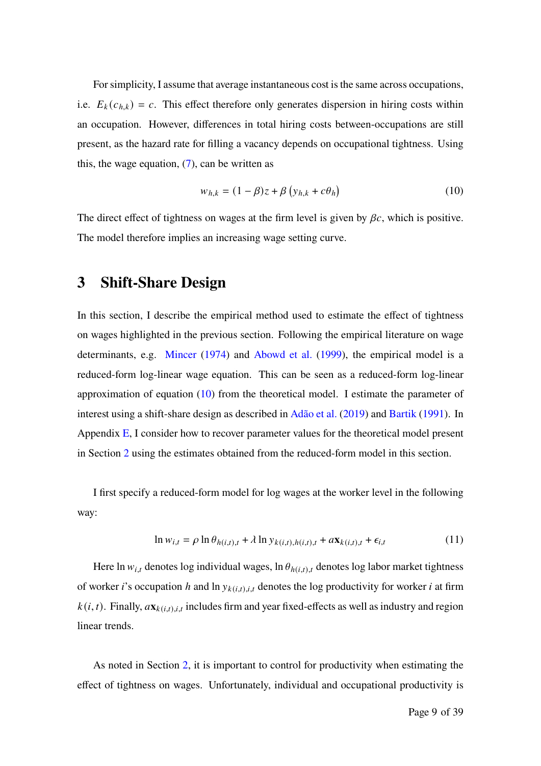For simplicity, I assume that average instantaneous cost is the same across occupations, i.e. $E_k(c_{h,k}) = c$. This effect therefore only generates dispersion in hiring costs within an occupation. However, differences in total hiring costs between-occupations are still present, as the hazard rate for filling a vacancy depends on occupational tightness. Using this, the wage equation, (7), can be written as

$$w_{h,k} = (1-\beta)z + \beta\left(y_{h,k} + c\theta_h\right) \tag{10}$$

The direct effect of tightness on wages at the firm level is given by $\beta c$, which is positive. The model therefore implies an increasing wage setting curve.

## 3 Shift-Share Design

In this section, I describe the empirical method used to estimate the effect of tightness on wages highlighted in the previous section. Following the empirical literature on wage determinants, e.g. Mincer (1974) and Abowd et al. (1999), the empirical model is a reduced-form log-linear wage equation. This can be seen as a reduced-form log-linear approximation of equation (10) from the theoretical model. I estimate the parameter of interest using a shift-share design as described in Adão et al. (2019) and Bartik (1991). In Appendix E, I consider how to recover parameter values for the theoretical model present in Section 2 using the estimates obtained from the reduced-form model in this section.

I first specify a reduced-form model for log wages at the worker level in the following way:

$$\ln w_{i,t} = \rho \ln \theta_{h(i,t),t} + \lambda \ln y_{k(i,t),h(i,t),t} + a\mathbf{x}_{k(i,t),t} + \epsilon_{i,t} \tag{11}$$

Here $\ln w_{i,t}$ denotes log individual wages, $\ln \theta_{h(i,t),t}$ denotes log labor market tightness of worker $i$'s occupation $h$ and $\ln y_{k(i,t),i,t}$ denotes the log productivity for worker $i$ at firm $k(i,t)$. Finally, $a\mathbf{x}_{k(i,t),i,t}$ includes firm and year fixed-effects as well as industry and region linear trends.

As noted in Section 2, it is important to control for productivity when estimating the effect of tightness on wages. Unfortunately, individual and occupational productivity is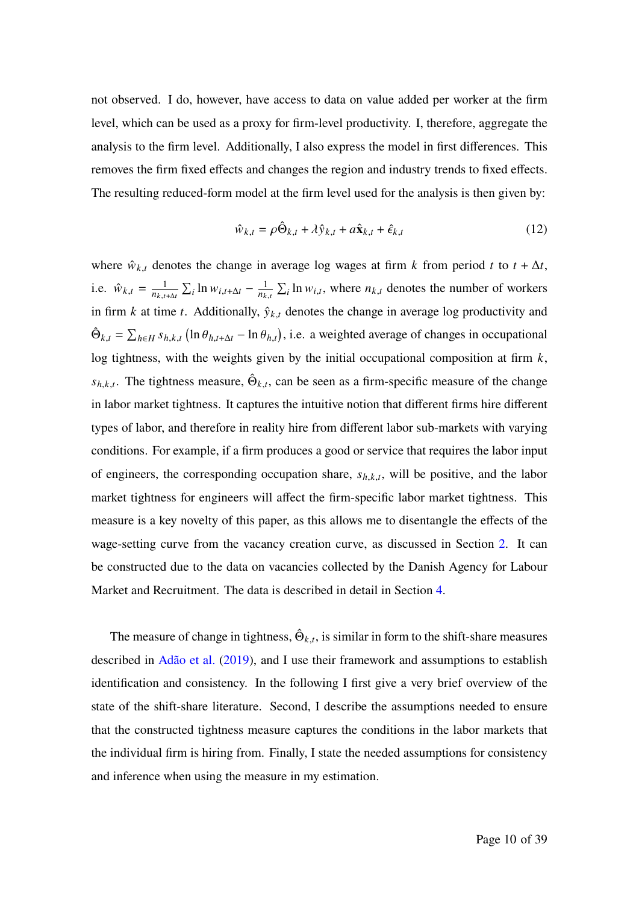not observed. I do, however, have access to data on value added per worker at the firm level, which can be used as a proxy for firm-level productivity. I, therefore, aggregate the analysis to the firm level. Additionally, I also express the model in first differences. This removes the firm fixed effects and changes the region and industry trends to fixed effects. The resulting reduced-form model at the firm level used for the analysis is then given by:

$$\hat{w}_{k,t} = \rho\hat{\Theta}_{k,t} + \lambda\hat{y}_{k,t} + a\hat{\mathbf{x}}_{k,t} + \hat{\epsilon}_{k,t} \tag{12}$$

where $\hat{w}_{k,t}$ denotes the change in average log wages at firm $k$ from period $t$ to $t+\Delta t$, i.e. $\hat{w}_{k,t} = \frac{1}{n_{k,t+\Delta t}}\sum_i \ln w_{i,t+\Delta t} - \frac{1}{n_{k,t}}\sum_i \ln w_{i,t}$, where $n_{k,t}$ denotes the number of workers in firm $k$ at time $t$. Additionally, $\hat{y}_{k,t}$ denotes the change in average log productivity and $\hat{\Theta}_{k,t} = \sum_{h\in H} s_{h,k,t}\left(\ln\theta_{h,t+\Delta t} - \ln\theta_{h,t}\right)$, i.e. a weighted average of changes in occupational log tightness, with the weights given by the initial occupational composition at firm $k$, $s_{h,k,t}$. The tightness measure, $\hat{\Theta}_{k,t}$, can be seen as a firm-specific measure of the change in labor market tightness. It captures the intuitive notion that different firms hire different types of labor, and therefore in reality hire from different labor sub-markets with varying conditions. For example, if a firm produces a good or service that requires the labor input of engineers, the corresponding occupation share, $s_{h,k,t}$, will be positive, and the labor market tightness for engineers will affect the firm-specific labor market tightness. This measure is a key novelty of this paper, as this allows me to disentangle the effects of the wage-setting curve from the vacancy creation curve, as discussed in Section 2. It can be constructed due to the data on vacancies collected by the Danish Agency for Labour Market and Recruitment. The data is described in detail in Section 4.

The measure of change in tightness, $\hat{\Theta}_{k,t}$, is similar in form to the shift-share measures described in Adão et al. (2019), and I use their framework and assumptions to establish identification and consistency. In the following I first give a very brief overview of the state of the shift-share literature. Second, I describe the assumptions needed to ensure that the constructed tightness measure captures the conditions in the labor markets that the individual firm is hiring from. Finally, I state the needed assumptions for consistency and inference when using the measure in my estimation.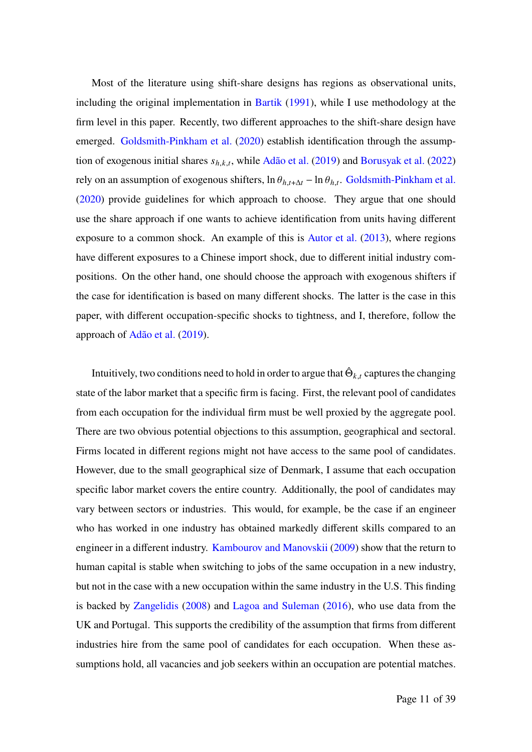Most of the literature using shift-share designs has regions as observational units, including the original implementation in Bartik (1991), while I use methodology at the firm level in this paper. Recently, two different approaches to the shift-share design have emerged. Goldsmith-Pinkham et al. (2020) establish identification through the assumption of exogenous initial shares $s_{h,k,t}$, while Adão et al. (2019) and Borusyak et al. (2022) rely on an assumption of exogenous shifters, $\ln \theta_{h,t+\Delta t} - \ln \theta_{h,t}$. Goldsmith-Pinkham et al. (2020) provide guidelines for which approach to choose. They argue that one should use the share approach if one wants to achieve identification from units having different exposure to a common shock. An example of this is Autor et al. (2013), where regions have different exposures to a Chinese import shock, due to different initial industry compositions. On the other hand, one should choose the approach with exogenous shifters if the case for identification is based on many different shocks. The latter is the case in this paper, with different occupation-specific shocks to tightness, and I, therefore, follow the approach of Adão et al. (2019).

Intuitively, two conditions need to hold in order to argue that $\hat{\Theta}_{k,t}$ captures the changing state of the labor market that a specific firm is facing. First, the relevant pool of candidates from each occupation for the individual firm must be well proxied by the aggregate pool. There are two obvious potential objections to this assumption, geographical and sectoral. Firms located in different regions might not have access to the same pool of candidates. However, due to the small geographical size of Denmark, I assume that each occupation specific labor market covers the entire country. Additionally, the pool of candidates may vary between sectors or industries. This would, for example, be the case if an engineer who has worked in one industry has obtained markedly different skills compared to an engineer in a different industry. Kambourov and Manovskii (2009) show that the return to human capital is stable when switching to jobs of the same occupation in a new industry, but not in the case with a new occupation within the same industry in the U.S. This finding is backed by Zangelidis (2008) and Lagoa and Suleman (2016), who use data from the UK and Portugal. This supports the credibility of the assumption that firms from different industries hire from the same pool of candidates for each occupation. When these assumptions hold, all vacancies and job seekers within an occupation are potential matches.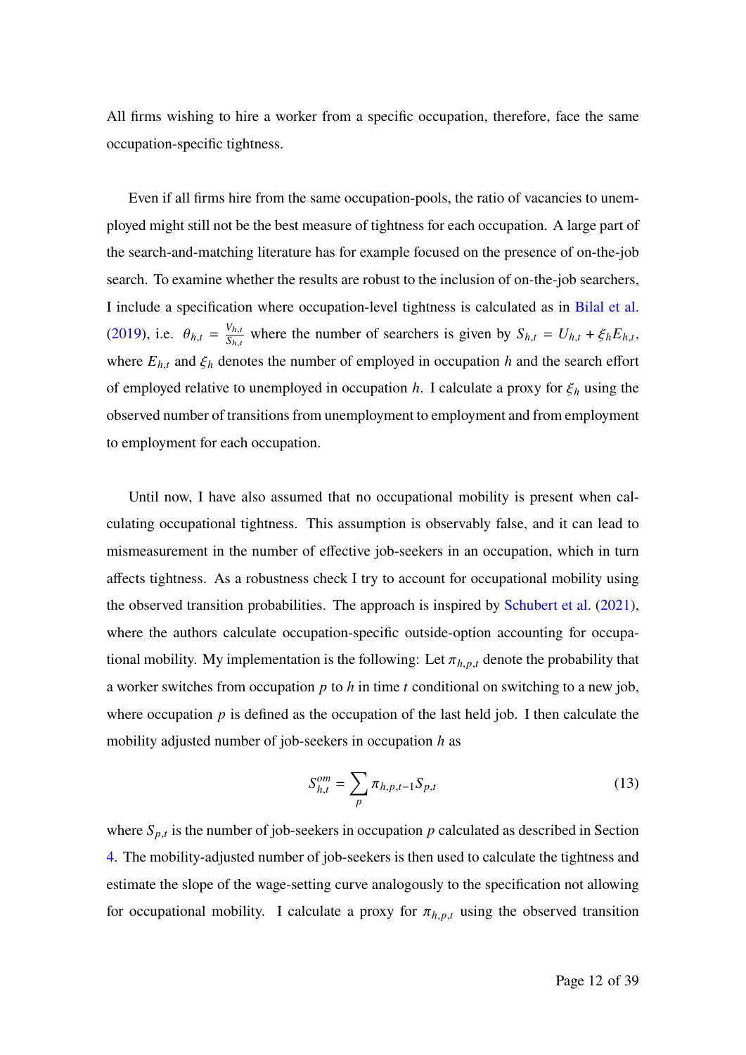All firms wishing to hire a worker from a specific occupation, therefore, face the same occupation-specific tightness.

Even if all firms hire from the same occupation-pools, the ratio of vacancies to unemployed might still not be the best measure of tightness for each occupation. A large part of the search-and-matching literature has for example focused on the presence of on-the-job search. To examine whether the results are robust to the inclusion of on-the-job searchers, I include a specification where occupation-level tightness is calculated as in Bilal et al. (2019), i.e. $\theta_{h,t} = \frac{V_{h,t}}{S_{h,t}}$ where the number of searchers is given by $S_{h,t} = U_{h,t} + \xi_h E_{h,t}$, where $E_{h,t}$ and $\xi_h$ denotes the number of employed in occupation $h$ and the search effort of employed relative to unemployed in occupation $h$. I calculate a proxy for $\xi_h$ using the observed number of transitions from unemployment to employment and from employment to employment for each occupation.

Until now, I have also assumed that no occupational mobility is present when calculating occupational tightness. This assumption is observably false, and it can lead to mismeasurement in the number of effective job-seekers in an occupation, which in turn affects tightness. As a robustness check I try to account for occupational mobility using the observed transition probabilities. The approach is inspired by Schubert et al. (2021), where the authors calculate occupation-specific outside-option accounting for occupational mobility. My implementation is the following: Let $\pi_{h,p,t}$ denote the probability that a worker switches from occupation $p$ to $h$ in time $t$ conditional on switching to a new job, where occupation $p$ is defined as the occupation of the last held job. I then calculate the mobility adjusted number of job-seekers in occupation $h$ as

$$S^{om}_{h,t} = \sum_{p} \pi_{h,p,t-1} S_{p,t} \tag{13}$$

where $S_{p,t}$ is the number of job-seekers in occupation $p$ calculated as described in Section 4. The mobility-adjusted number of job-seekers is then used to calculate the tightness and estimate the slope of the wage-setting curve analogously to the specification not allowing for occupational mobility. I calculate a proxy for $\pi_{h,p,t}$ using the observed transition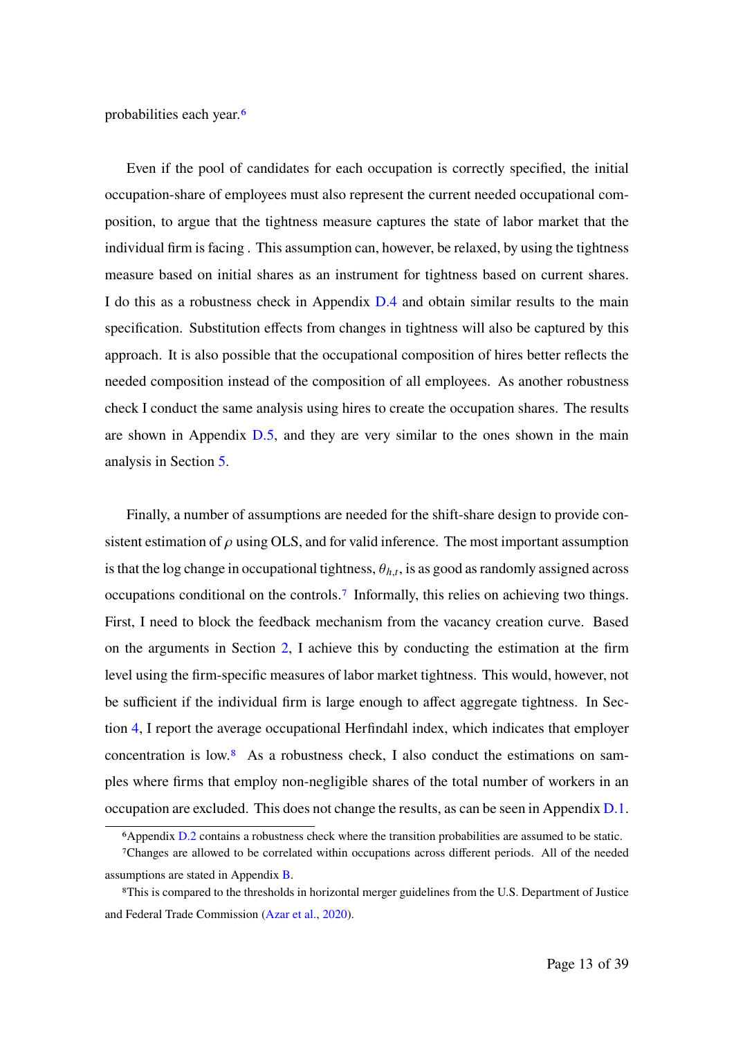probabilities each year.[6]

Even if the pool of candidates for each occupation is correctly specified, the initial occupation-share of employees must also represent the current needed occupational composition, to argue that the tightness measure captures the state of labor market that the individual firm is facing . This assumption can, however, be relaxed, by using the tightness measure based on initial shares as an instrument for tightness based on current shares. I do this as a robustness check in Appendix D.4 and obtain similar results to the main specification. Substitution effects from changes in tightness will also be captured by this approach. It is also possible that the occupational composition of hires better reflects the needed composition instead of the composition of all employees. As another robustness check I conduct the same analysis using hires to create the occupation shares. The results are shown in Appendix D.5, and they are very similar to the ones shown in the main analysis in Section 5.

Finally, a number of assumptions are needed for the shift-share design to provide consistent estimation of $\rho$ using OLS, and for valid inference. The most important assumption is that the log change in occupational tightness, $\theta_{h,t}$, is as good as randomly assigned across occupations conditional on the controls.[7] Informally, this relies on achieving two things. First, I need to block the feedback mechanism from the vacancy creation curve. Based on the arguments in Section 2, I achieve this by conducting the estimation at the firm level using the firm-specific measures of labor market tightness. This would, however, not be sufficient if the individual firm is large enough to affect aggregate tightness. In Section 4, I report the average occupational Herfindahl index, which indicates that employer concentration is low.[8] As a robustness check, I also conduct the estimations on samples where firms that employ non-negligible shares of the total number of workers in an occupation are excluded. This does not change the results, as can be seen in Appendix D.1.

[6] Appendix D.2 contains a robustness check where the transition probabilities are assumed to be static.

[7] Changes are allowed to be correlated within occupations across different periods. All of the needed assumptions are stated in Appendix B.

[8] This is compared to the thresholds in horizontal merger guidelines from the U.S. Department of Justice and Federal Trade Commission (Azar et al., 2020).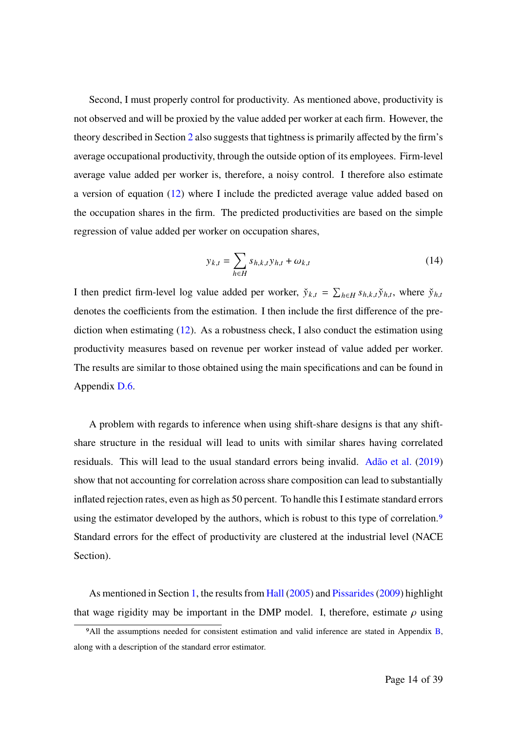Second, I must properly control for productivity. As mentioned above, productivity is not observed and will be proxied by the value added per worker at each firm. However, the theory described in Section 2 also suggests that tightness is primarily affected by the firm's average occupational productivity, through the outside option of its employees. Firm-level average value added per worker is, therefore, a noisy control. I therefore also estimate a version of equation (12) where I include the predicted average value added based on the occupation shares in the firm. The predicted productivities are based on the simple regression of value added per worker on occupation shares,

$$y_{k,t} = \sum_{h \in H} s_{h,k,t} y_{h,t} + \omega_{k,t} \tag{14}$$

I then predict firm-level log value added per worker, $\check{y}_{k,t} = \sum_{h \in H} s_{h,k,t} \check{y}_{h,t}$, where $\check{y}_{h,t}$ denotes the coefficients from the estimation. I then include the first difference of the prediction when estimating (12). As a robustness check, I also conduct the estimation using productivity measures based on revenue per worker instead of value added per worker. The results are similar to those obtained using the main specifications and can be found in Appendix D.6.

A problem with regards to inference when using shift-share designs is that any shift-share structure in the residual will lead to units with similar shares having correlated residuals. This will lead to the usual standard errors being invalid. Adão et al. (2019) show that not accounting for correlation across share composition can lead to substantially inflated rejection rates, even as high as 50 percent. To handle this I estimate standard errors using the estimator developed by the authors, which is robust to this type of correlation.[9] Standard errors for the effect of productivity are clustered at the industrial level (NACE Section).

As mentioned in Section 1, the results from Hall (2005) and Pissarides (2009) highlight that wage rigidity may be important in the DMP model. I, therefore, estimate $\rho$ using

[9] All the assumptions needed for consistent estimation and valid inference are stated in Appendix B, along with a description of the standard error estimator.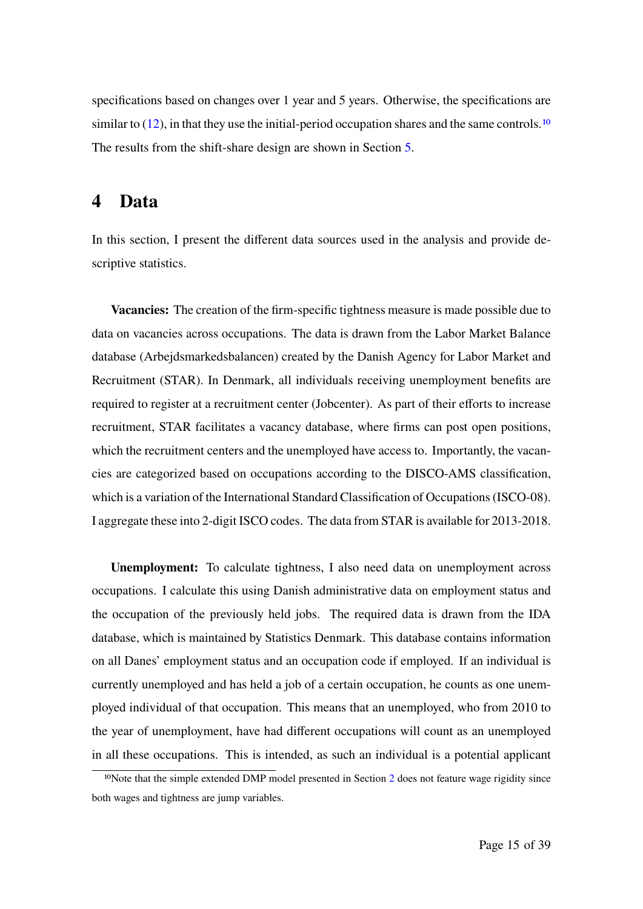specifications based on changes over 1 year and 5 years. Otherwise, the specifications are similar to (12), in that they use the initial-period occupation shares and the same controls.[10] The results from the shift-share design are shown in Section 5.

# 4 Data

In this section, I present the different data sources used in the analysis and provide descriptive statistics.

**Vacancies:** The creation of the firm-specific tightness measure is made possible due to data on vacancies across occupations. The data is drawn from the Labor Market Balance database (Arbejdsmarkedsbalancen) created by the Danish Agency for Labor Market and Recruitment (STAR). In Denmark, all individuals receiving unemployment benefits are required to register at a recruitment center (Jobcenter). As part of their efforts to increase recruitment, STAR facilitates a vacancy database, where firms can post open positions, which the recruitment centers and the unemployed have access to. Importantly, the vacancies are categorized based on occupations according to the DISCO-AMS classification, which is a variation of the International Standard Classification of Occupations (ISCO-08). I aggregate these into 2-digit ISCO codes. The data from STAR is available for 2013-2018.

**Unemployment:** To calculate tightness, I also need data on unemployment across occupations. I calculate this using Danish administrative data on employment status and the occupation of the previously held jobs. The required data is drawn from the IDA database, which is maintained by Statistics Denmark. This database contains information on all Danes' employment status and an occupation code if employed. If an individual is currently unemployed and has held a job of a certain occupation, he counts as one unemployed individual of that occupation. This means that an unemployed, who from 2010 to the year of unemployment, have had different occupations will count as an unemployed in all these occupations. This is intended, as such an individual is a potential applicant

[10] Note that the simple extended DMP model presented in Section 2 does not feature wage rigidity since both wages and tightness are jump variables.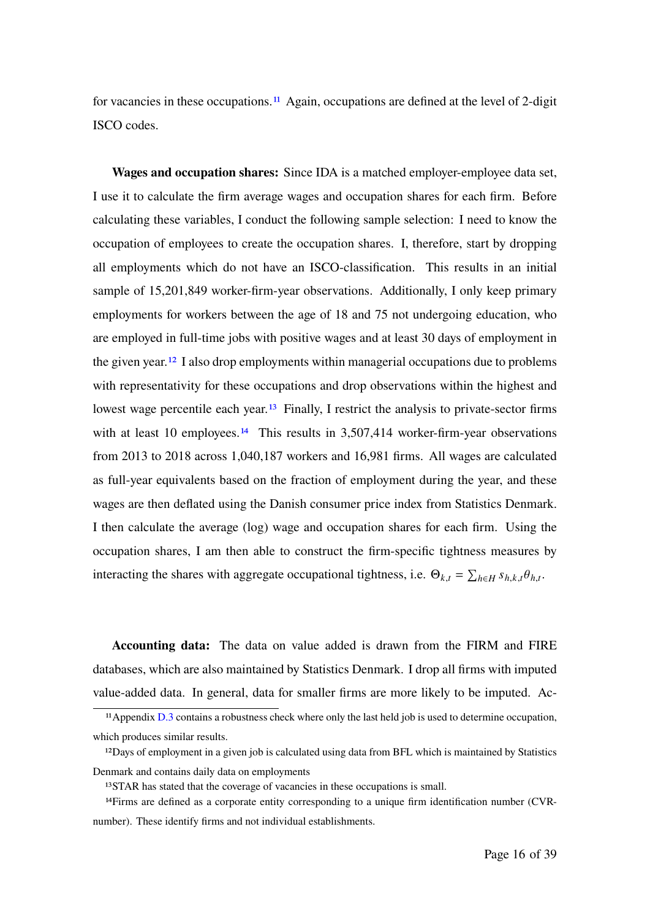for vacancies in these occupations.[11] Again, occupations are defined at the level of 2-digit ISCO codes.

**Wages and occupation shares:** Since IDA is a matched employer-employee data set, I use it to calculate the firm average wages and occupation shares for each firm. Before calculating these variables, I conduct the following sample selection: I need to know the occupation of employees to create the occupation shares. I, therefore, start by dropping all employments which do not have an ISCO-classification. This results in an initial sample of 15,201,849 worker-firm-year observations. Additionally, I only keep primary employments for workers between the age of 18 and 75 not undergoing education, who are employed in full-time jobs with positive wages and at least 30 days of employment in the given year.[12] I also drop employments within managerial occupations due to problems with representativity for these occupations and drop observations within the highest and lowest wage percentile each year.[13] Finally, I restrict the analysis to private-sector firms with at least 10 employees.[14] This results in 3,507,414 worker-firm-year observations from 2013 to 2018 across 1,040,187 workers and 16,981 firms. All wages are calculated as full-year equivalents based on the fraction of employment during the year, and these wages are then deflated using the Danish consumer price index from Statistics Denmark. I then calculate the average (log) wage and occupation shares for each firm. Using the occupation shares, I am then able to construct the firm-specific tightness measures by interacting the shares with aggregate occupational tightness, i.e. $\Theta_{k,t} = \sum_{h \in H} s_{h,k,t} \theta_{h,t}$.

**Accounting data:** The data on value added is drawn from the FIRM and FIRE databases, which are also maintained by Statistics Denmark. I drop all firms with imputed value-added data. In general, data for smaller firms are more likely to be imputed. Ac-

[11] Appendix D.3 contains a robustness check where only the last held job is used to determine occupation, which produces similar results.

[12] Days of employment in a given job is calculated using data from BFL which is maintained by Statistics Denmark and contains daily data on employments

[13] STAR has stated that the coverage of vacancies in these occupations is small.

[14] Firms are defined as a corporate entity corresponding to a unique firm identification number (CVR-number). These identify firms and not individual establishments.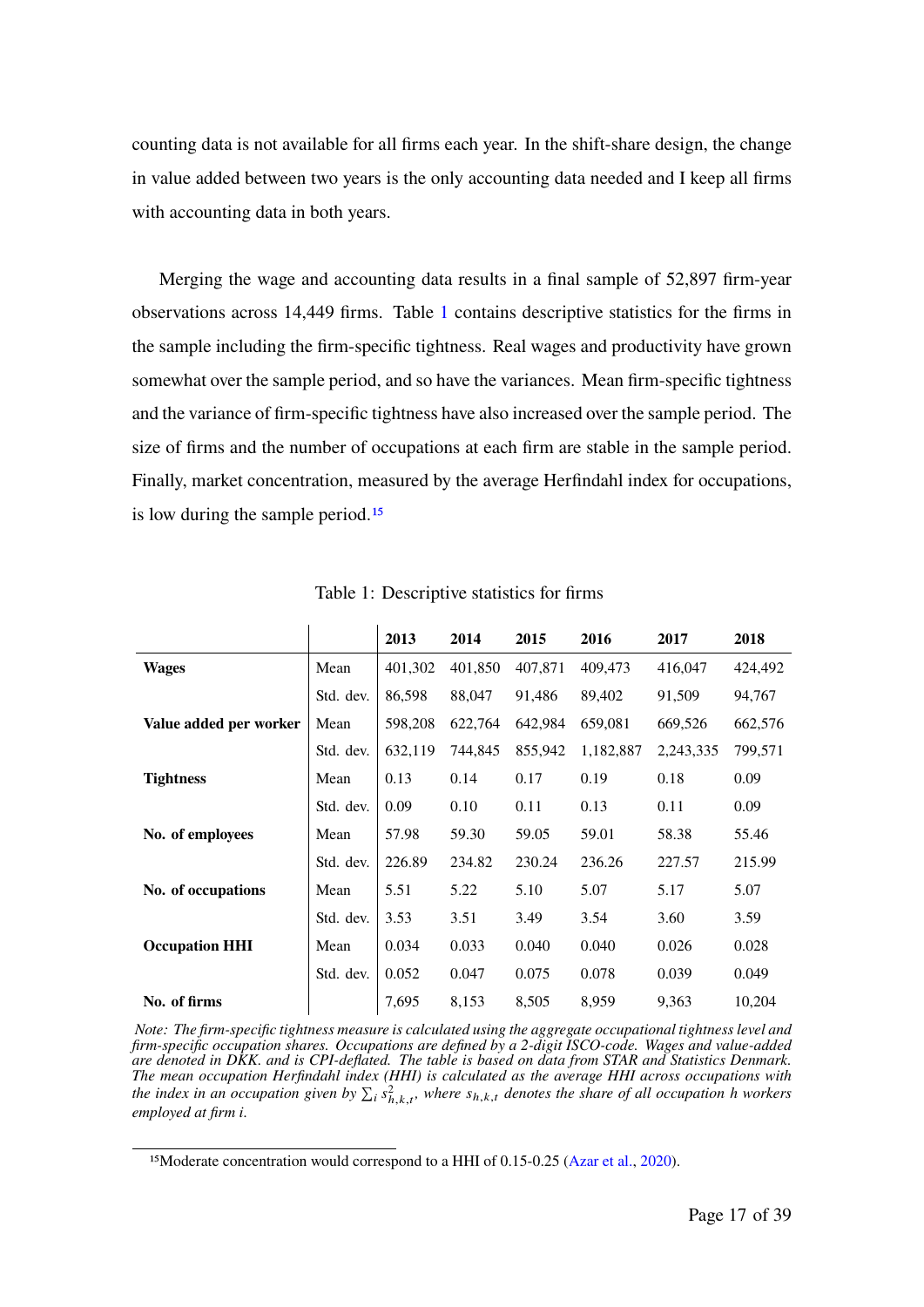counting data is not available for all firms each year. In the shift-share design, the change in value added between two years is the only accounting data needed and I keep all firms with accounting data in both years.

Merging the wage and accounting data results in a final sample of 52,897 firm-year observations across 14,449 firms. Table 1 contains descriptive statistics for the firms in the sample including the firm-specific tightness. Real wages and productivity have grown somewhat over the sample period, and so have the variances. Mean firm-specific tightness and the variance of firm-specific tightness have also increased over the sample period. The size of firms and the number of occupations at each firm are stable in the sample period. Finally, market concentration, measured by the average Herfindahl index for occupations, is low during the sample period.[15]

Table 1: Descriptive statistics for firms

| | | **2013** | **2014** | **2015** | **2016** | **2017** | **2018** |
|---|---|---|---|---|---|---|---|
| **Wages** | Mean | 401,302 | 401,850 | 407,871 | 409,473 | 416,047 | 424,492 |
| | Std. dev. | 86,598 | 88,047 | 91,486 | 89,402 | 91,509 | 94,767 |
| **Value added per worker** | Mean | 598,208 | 622,764 | 642,984 | 659,081 | 669,526 | 662,576 |
| | Std. dev. | 632,119 | 744,845 | 855,942 | 1,182,887 | 2,243,335 | 799,571 |
| **Tightness** | Mean | 0.13 | 0.14 | 0.17 | 0.19 | 0.18 | 0.09 |
| | Std. dev. | 0.09 | 0.10 | 0.11 | 0.13 | 0.11 | 0.09 |
| **No. of employees** | Mean | 57.98 | 59.30 | 59.05 | 59.01 | 58.38 | 55.46 |
| | Std. dev. | 226.89 | 234.82 | 230.24 | 236.26 | 227.57 | 215.99 |
| **No. of occupations** | Mean | 5.51 | 5.22 | 5.10 | 5.07 | 5.17 | 5.07 |
| | Std. dev. | 3.53 | 3.51 | 3.49 | 3.54 | 3.60 | 3.59 |
| **Occupation HHI** | Mean | 0.034 | 0.033 | 0.040 | 0.040 | 0.026 | 0.028 |
| | Std. dev. | 0.052 | 0.047 | 0.075 | 0.078 | 0.039 | 0.049 |
| **No. of firms** | | 7,695 | 8,153 | 8,505 | 8,959 | 9,363 | 10,204 |

*Note: The firm-specific tightness measure is calculated using the aggregate occupational tightness level and firm-specific occupation shares. Occupations are defined by a 2-digit ISCO-code. Wages and value-added are denoted in DKK. and is CPI-deflated. The table is based on data from STAR and Statistics Denmark. The mean occupation Herfindahl index (HHI) is calculated as the average HHI across occupations with the index in an occupation given by $\sum_i s^2_{h,k,t}$, where $s_{h,k,t}$ denotes the share of all occupation h workers employed at firm i.*

[15] Moderate concentration would correspond to a HHI of 0.15-0.25 (Azar et al., 2020).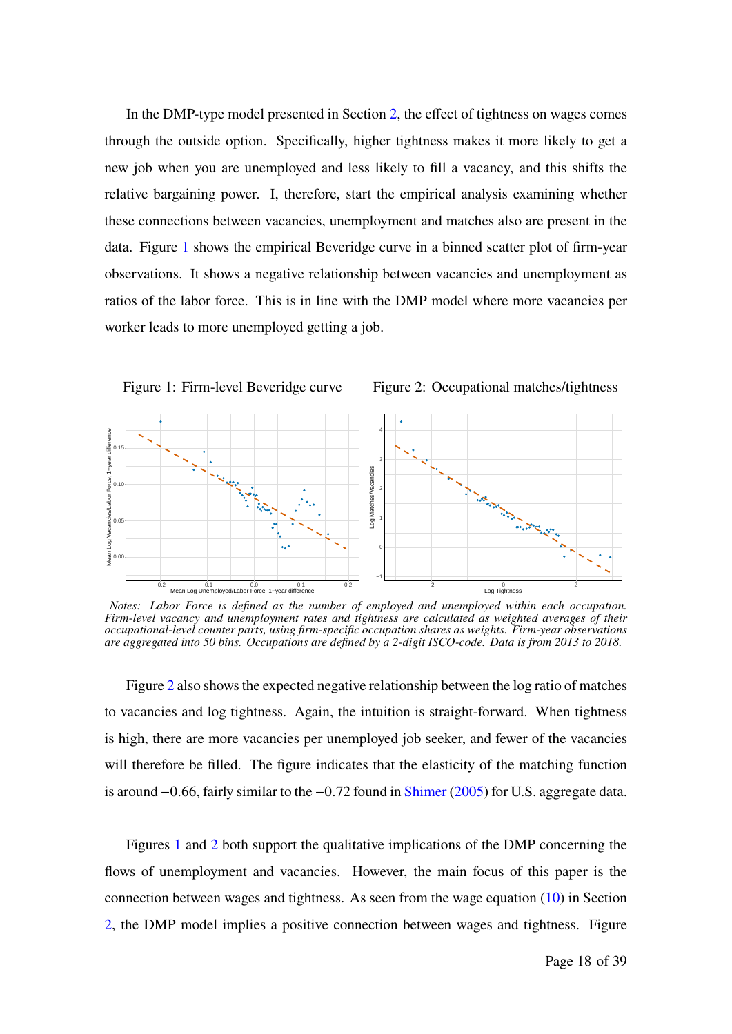In the DMP-type model presented in Section 2, the effect of tightness on wages comes through the outside option. Specifically, higher tightness makes it more likely to get a new job when you are unemployed and less likely to fill a vacancy, and this shifts the relative bargaining power. I, therefore, start the empirical analysis examining whether these connections between vacancies, unemployment and matches also are present in the data. Figure 1 shows the empirical Beveridge curve in a binned scatter plot of firm-year observations. It shows a negative relationship between vacancies and unemployment as ratios of the labor force. This is in line with the DMP model where more vacancies per worker leads to more unemployed getting a job.

Figure 1: Firm-level Beveridge curve

Figure 2: Occupational matches/tightness

*Notes: Labor Force is defined as the number of employed and unemployed within each occupation. Firm-level vacancy and unemployment rates and tightness are calculated as weighted averages of their occupational-level counter parts, using firm-specific occupation shares as weights. Firm-year observations are aggregated into 50 bins. Occupations are defined by a 2-digit ISCO-code. Data is from 2013 to 2018.*

Figure 2 also shows the expected negative relationship between the log ratio of matches to vacancies and log tightness. Again, the intuition is straight-forward. When tightness is high, there are more vacancies per unemployed job seeker, and fewer of the vacancies will therefore be filled. The figure indicates that the elasticity of the matching function is around $-0.66$, fairly similar to the $-0.72$ found in Shimer (2005) for U.S. aggregate data.

Figures 1 and 2 both support the qualitative implications of the DMP concerning the flows of unemployment and vacancies. However, the main focus of this paper is the connection between wages and tightness. As seen from the wage equation (10) in Section 2, the DMP model implies a positive connection between wages and tightness. Figure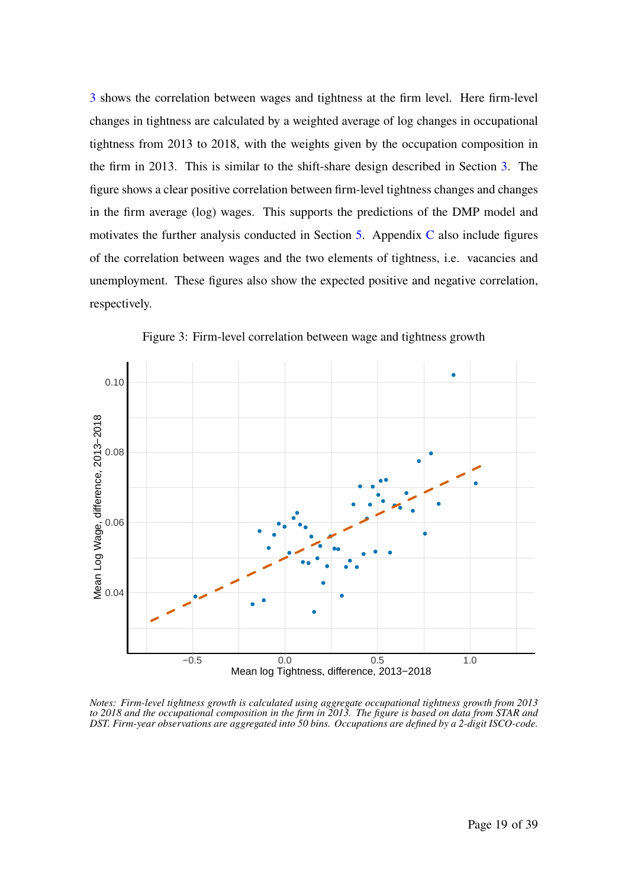3 shows the correlation between wages and tightness at the firm level. Here firm-level changes in tightness are calculated by a weighted average of log changes in occupational tightness from 2013 to 2018, with the weights given by the occupation composition in the firm in 2013. This is similar to the shift-share design described in Section 3. The figure shows a clear positive correlation between firm-level tightness changes and changes in the firm average (log) wages. This supports the predictions of the DMP model and motivates the further analysis conducted in Section 5. Appendix C also include figures of the correlation between wages and the two elements of tightness, i.e. vacancies and unemployment. These figures also show the expected positive and negative correlation, respectively.

Figure 3: Firm-level correlation between wage and tightness growth

*Notes: Firm-level tightness growth is calculated using aggregate occupational tightness growth from 2013 to 2018 and the occupational composition in the firm in 2013. The figure is based on data from STAR and DST. Firm-year observations are aggregated into 50 bins. Occupations are defined by a 2-digit ISCO-code.*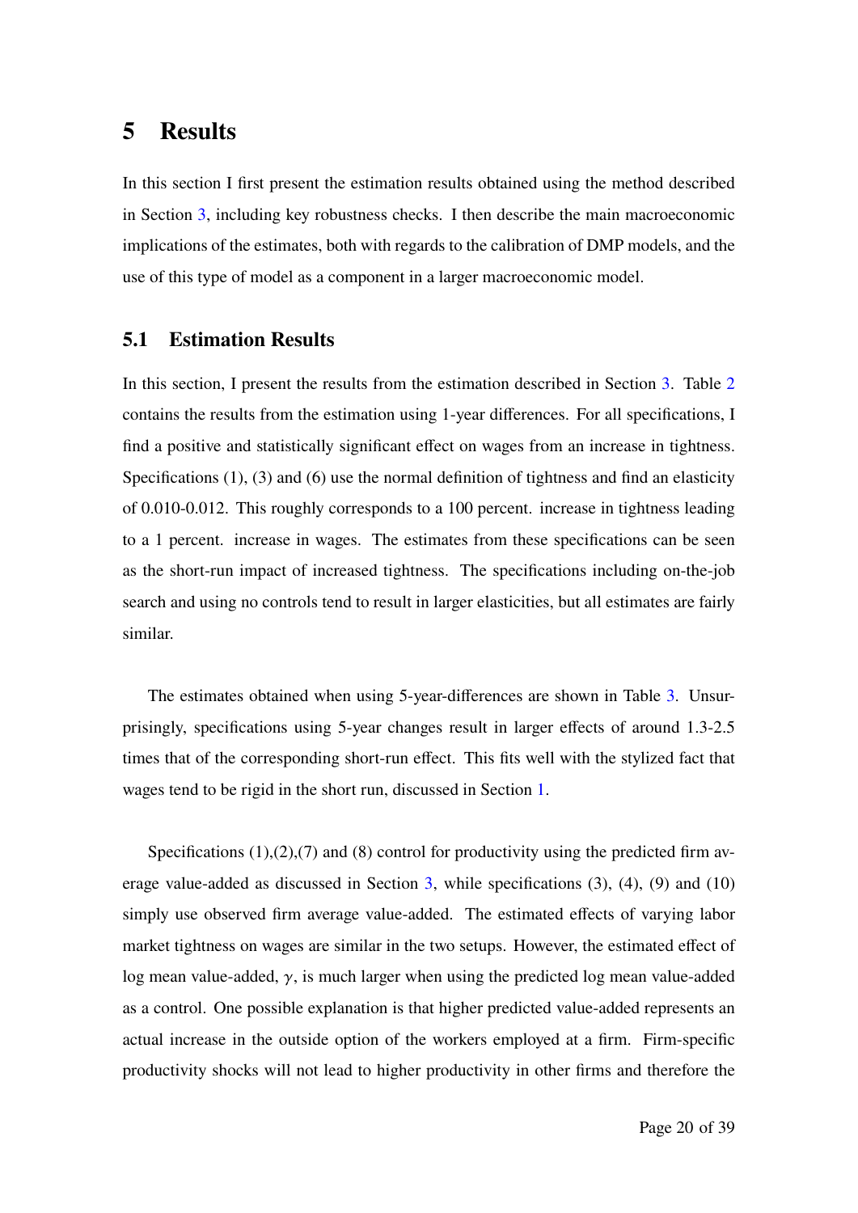# 5 Results

In this section I first present the estimation results obtained using the method described in Section 3, including key robustness checks. I then describe the main macroeconomic implications of the estimates, both with regards to the calibration of DMP models, and the use of this type of model as a component in a larger macroeconomic model.

## 5.1 Estimation Results

In this section, I present the results from the estimation described in Section 3. Table 2 contains the results from the estimation using 1-year differences. For all specifications, I find a positive and statistically significant effect on wages from an increase in tightness. Specifications (1), (3) and (6) use the normal definition of tightness and find an elasticity of 0.010-0.012. This roughly corresponds to a 100 percent. increase in tightness leading to a 1 percent. increase in wages. The estimates from these specifications can be seen as the short-run impact of increased tightness. The specifications including on-the-job search and using no controls tend to result in larger elasticities, but all estimates are fairly similar.

The estimates obtained when using 5-year-differences are shown in Table 3. Unsurprisingly, specifications using 5-year changes result in larger effects of around 1.3-2.5 times that of the corresponding short-run effect. This fits well with the stylized fact that wages tend to be rigid in the short run, discussed in Section 1.

Specifications (1),(2),(7) and (8) control for productivity using the predicted firm average value-added as discussed in Section 3, while specifications (3), (4), (9) and (10) simply use observed firm average value-added. The estimated effects of varying labor market tightness on wages are similar in the two setups. However, the estimated effect of log mean value-added, $\gamma$, is much larger when using the predicted log mean value-added as a control. One possible explanation is that higher predicted value-added represents an actual increase in the outside option of the workers employed at a firm. Firm-specific productivity shocks will not lead to higher productivity in other firms and therefore the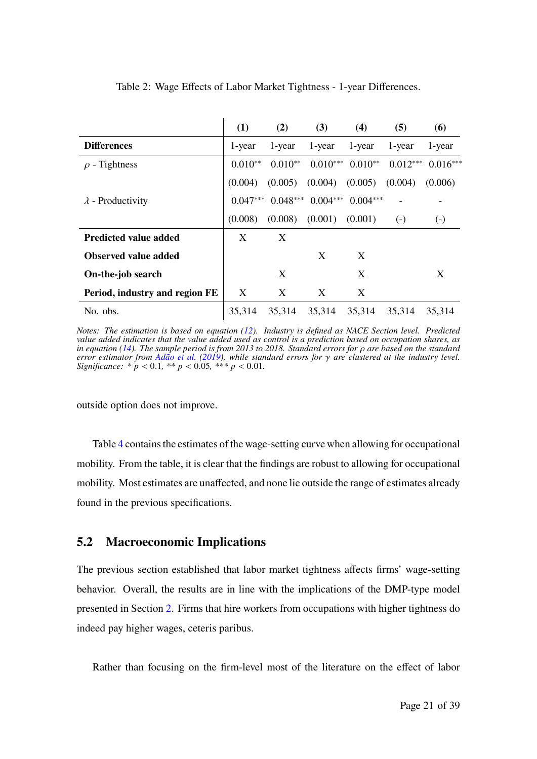Table 2: Wage Effects of Labor Market Tightness - 1-year Differences.

| | (1) | (2) | (3) | (4) | (5) | (6) |
|---|---|---|---|---|---|---|
| **Differences** | 1-year | 1-year | 1-year | 1-year | 1-year | 1-year |
| $\rho$ - Tightness | $0.010^{**}$ | $0.010^{**}$ | $0.010^{***}$ | $0.010^{**}$ | $0.012^{***}$ | $0.016^{***}$ |
| | (0.004) | (0.005) | (0.004) | (0.005) | (0.004) | (0.006) |
| $\lambda$ - Productivity | $0.047^{***}$ | $0.048^{***}$ | $0.004^{***}$ | $0.004^{***}$ | - | - |
| | (0.008) | (0.008) | (0.001) | (0.001) | (-) | (-) |
| **Predicted value added** | X | X | | | | |
| **Observed value added** | | | X | X | | |
| **On-the-job search** | | X | | X | | X |
| **Period, industry and region FE** | X | X | X | X | | |
| No. obs. | 35,314 | 35,314 | 35,314 | 35,314 | 35,314 | 35,314 |

*Notes: The estimation is based on equation (12). Industry is defined as NACE Section level. Predicted value added indicates that the value added used as control is a prediction based on occupation shares, as in equation (14). The sample period is from 2013 to 2018. Standard errors for $\rho$ are based on the standard error estimator from Adão et al. (2019), while standard errors for $\gamma$ are clustered at the industry level. Significance: * $p < 0.1$, ** $p < 0.05$, *** $p < 0.01$.*

outside option does not improve.

Table 4 contains the estimates of the wage-setting curve when allowing for occupational mobility. From the table, it is clear that the findings are robust to allowing for occupational mobility. Most estimates are unaffected, and none lie outside the range of estimates already found in the previous specifications.

## 5.2 Macroeconomic Implications

The previous section established that labor market tightness affects firms' wage-setting behavior. Overall, the results are in line with the implications of the DMP-type model presented in Section 2. Firms that hire workers from occupations with higher tightness do indeed pay higher wages, ceteris paribus.

Rather than focusing on the firm-level most of the literature on the effect of labor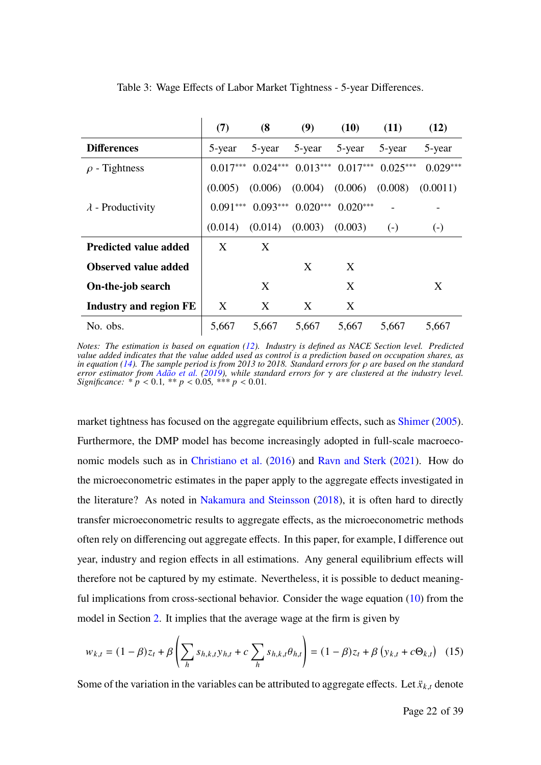Table 3: Wage Effects of Labor Market Tightness - 5-year Differences.

| | (7) | (8 | (9) | (10) | (11) | (12) |
|---|---|---|---|---|---|---|
| **Differences** | 5-year | 5-year | 5-year | 5-year | 5-year | 5-year |
| $\rho$ - Tightness | 0.017*** | 0.024*** | 0.013*** | 0.017*** | 0.025*** | 0.029*** |
| | (0.005) | (0.006) | (0.004) | (0.006) | (0.008) | (0.0011) |
| $\lambda$ - Productivity | 0.091*** | 0.093*** | 0.020*** | 0.020*** | - | - |
| | (0.014) | (0.014) | (0.003) | (0.003) | (-) | (-) |
| **Predicted value added** | X | X | | | | |
| **Observed value added** | | | X | X | | |
| **On-the-job search** | | X | | X | | X |
| **Industry and region FE** | X | X | X | X | | |
| No. obs. | 5,667 | 5,667 | 5,667 | 5,667 | 5,667 | 5,667 |

*Notes: The estimation is based on equation (12). Industry is defined as NACE Section level. Predicted value added indicates that the value added used as control is a prediction based on occupation shares, as in equation (14). The sample period is from 2013 to 2018. Standard errors for $\rho$ are based on the standard error estimator from Adão et al. (2019), while standard errors for $\gamma$ are clustered at the industry level. Significance: * $p < 0.1$, ** $p < 0.05$, *** $p < 0.01$.*

market tightness has focused on the aggregate equilibrium effects, such as Shimer (2005). Furthermore, the DMP model has become increasingly adopted in full-scale macroeconomic models such as in Christiano et al. (2016) and Ravn and Sterk (2021). How do the microeconometric estimates in the paper apply to the aggregate effects investigated in the literature? As noted in Nakamura and Steinsson (2018), it is often hard to directly transfer microeconometric results to aggregate effects, as the microeconometric methods often rely on differencing out aggregate effects. In this paper, for example, I difference out year, industry and region effects in all estimations. Any general equilibrium effects will therefore not be captured by my estimate. Nevertheless, it is possible to deduct meaningful implications from cross-sectional behavior. Consider the wage equation (10) from the model in Section 2. It implies that the average wage at the firm is given by

$$w_{k,t} = (1-\beta)z_t + \beta\left(\sum_h s_{h,k,t} y_{h,t} + c\sum_h s_{h,k,t}\theta_{h,t}\right) = (1-\beta)z_t + \beta\left(y_{k,t} + c\Theta_{k,t}\right) \quad (15)$$

Some of the variation in the variables can be attributed to aggregate effects. Let $\ddot{x}_{k,t}$ denote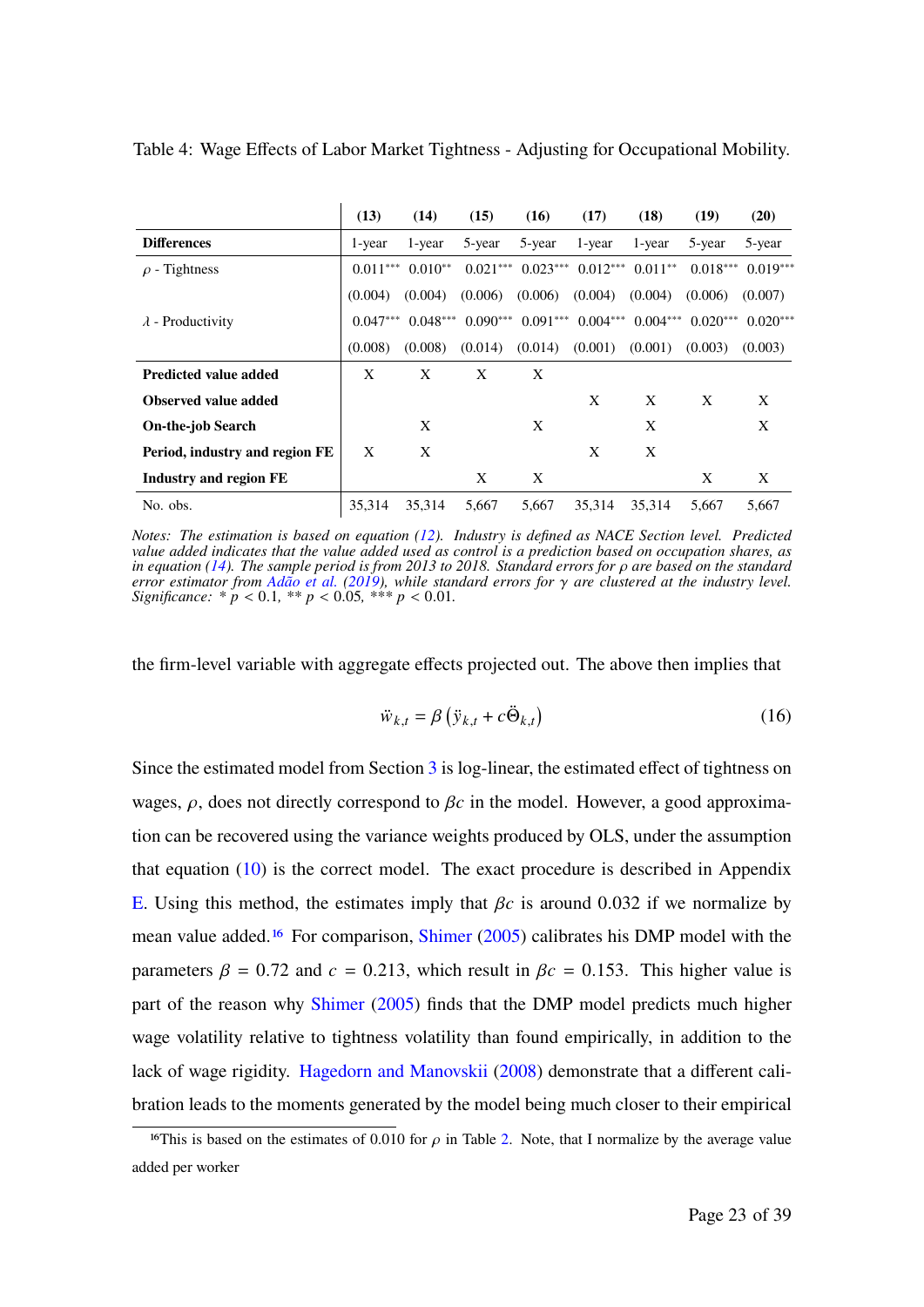Table 4: Wage Effects of Labor Market Tightness - Adjusting for Occupational Mobility.

| | (13) | (14) | (15) | (16) | (17) | (18) | (19) | (20) |
|---|---|---|---|---|---|---|---|---|
| **Differences** | 1-year | 1-year | 5-year | 5-year | 1-year | 1-year | 5-year | 5-year |
| $\rho$ - Tightness | 0.011*** | 0.010** | 0.021*** | 0.023*** | 0.012*** | 0.011** | 0.018*** | 0.019*** |
| | (0.004) | (0.004) | (0.006) | (0.006) | (0.004) | (0.004) | (0.006) | (0.007) |
| $\lambda$ - Productivity | 0.047*** | 0.048*** | 0.090*** | 0.091*** | 0.004*** | 0.004*** | 0.020*** | 0.020*** |
| | (0.008) | (0.008) | (0.014) | (0.014) | (0.001) | (0.001) | (0.003) | (0.003) |
| **Predicted value added** | X | X | X | X | | | | |
| **Observed value added** | | | | | X | X | X | X |
| **On-the-job Search** | | X | | X | | X | | X |
| **Period, industry and region FE** | X | X | | | X | X | | |
| **Industry and region FE** | | | X | X | | | X | X |
| No. obs. | 35,314 | 35,314 | 5,667 | 5,667 | 35,314 | 35,314 | 5,667 | 5,667 |

*Notes: The estimation is based on equation (12). Industry is defined as NACE Section level. Predicted value added indicates that the value added used as control is a prediction based on occupation shares, as in equation (14). The sample period is from 2013 to 2018. Standard errors for $\rho$ are based on the standard error estimator from Adão et al. (2019), while standard errors for $\gamma$ are clustered at the industry level. Significance: * $p < 0.1$, ** $p < 0.05$, *** $p < 0.01$.*

the firm-level variable with aggregate effects projected out. The above then implies that

$$\ddot{w}_{k,t} = \beta \left( \ddot{y}_{k,t} + c\ddot{\Theta}_{k,t} \right) \tag{16}$$

Since the estimated model from Section 3 is log-linear, the estimated effect of tightness on wages, $\rho$, does not directly correspond to $\beta c$ in the model. However, a good approximation can be recovered using the variance weights produced by OLS, under the assumption that equation (10) is the correct model. The exact procedure is described in Appendix E. Using this method, the estimates imply that $\beta c$ is around 0.032 if we normalize by mean value added.[16] For comparison, Shimer (2005) calibrates his DMP model with the parameters $\beta = 0.72$ and $c = 0.213$, which result in $\beta c = 0.153$. This higher value is part of the reason why Shimer (2005) finds that the DMP model predicts much higher wage volatility relative to tightness volatility than found empirically, in addition to the lack of wage rigidity. Hagedorn and Manovskii (2008) demonstrate that a different calibration leads to the moments generated by the model being much closer to their empirical

[16] This is based on the estimates of 0.010 for $\rho$ in Table 2. Note, that I normalize by the average value added per worker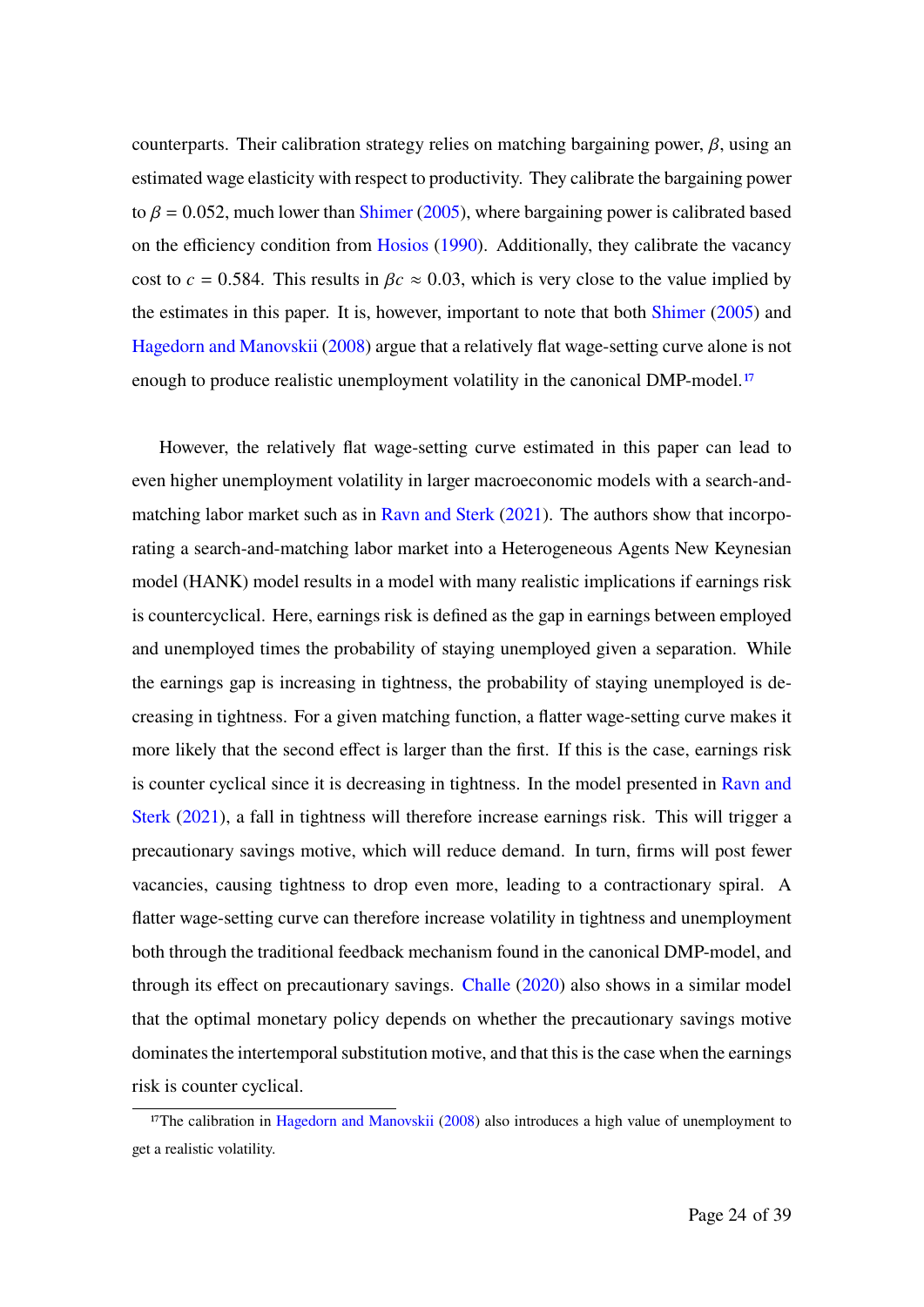counterparts. Their calibration strategy relies on matching bargaining power, $\beta$, using an estimated wage elasticity with respect to productivity. They calibrate the bargaining power to $\beta = 0.052$, much lower than Shimer (2005), where bargaining power is calibrated based on the efficiency condition from Hosios (1990). Additionally, they calibrate the vacancy cost to $c = 0.584$. This results in $\beta c \approx 0.03$, which is very close to the value implied by the estimates in this paper. It is, however, important to note that both Shimer (2005) and Hagedorn and Manovskii (2008) argue that a relatively flat wage-setting curve alone is not enough to produce realistic unemployment volatility in the canonical DMP-model.[17]

However, the relatively flat wage-setting curve estimated in this paper can lead to even higher unemployment volatility in larger macroeconomic models with a search-and-matching labor market such as in Ravn and Sterk (2021). The authors show that incorporating a search-and-matching labor market into a Heterogeneous Agents New Keynesian model (HANK) model results in a model with many realistic implications if earnings risk is countercyclical. Here, earnings risk is defined as the gap in earnings between employed and unemployed times the probability of staying unemployed given a separation. While the earnings gap is increasing in tightness, the probability of staying unemployed is decreasing in tightness. For a given matching function, a flatter wage-setting curve makes it more likely that the second effect is larger than the first. If this is the case, earnings risk is counter cyclical since it is decreasing in tightness. In the model presented in Ravn and Sterk (2021), a fall in tightness will therefore increase earnings risk. This will trigger a precautionary savings motive, which will reduce demand. In turn, firms will post fewer vacancies, causing tightness to drop even more, leading to a contractionary spiral. A flatter wage-setting curve can therefore increase volatility in tightness and unemployment both through the traditional feedback mechanism found in the canonical DMP-model, and through its effect on precautionary savings. Challe (2020) also shows in a similar model that the optimal monetary policy depends on whether the precautionary savings motive dominates the intertemporal substitution motive, and that this is the case when the earnings risk is counter cyclical.

[17]The calibration in Hagedorn and Manovskii (2008) also introduces a high value of unemployment to get a realistic volatility.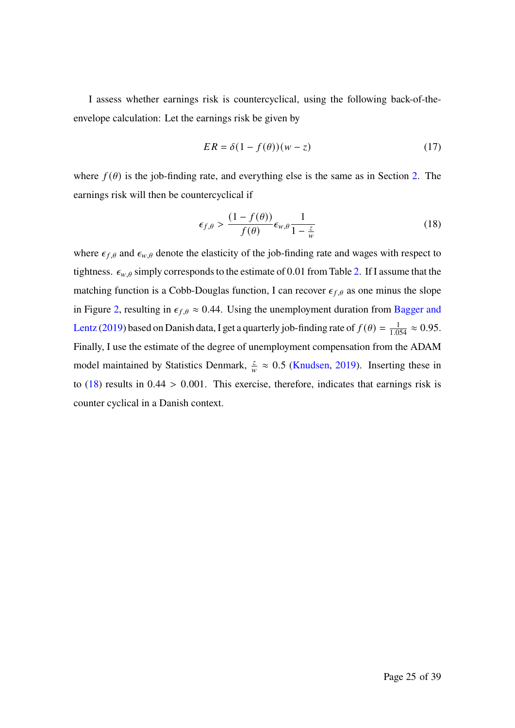I assess whether earnings risk is countercyclical, using the following back-of-the-envelope calculation: Let the earnings risk be given by

$$ER = \delta(1 - f(\theta))(w - z) \tag{17}$$

where $f(\theta)$ is the job-finding rate, and everything else is the same as in Section 2. The earnings risk will then be countercyclical if

$$\epsilon_{f,\theta} > \frac{(1 - f(\theta))}{f(\theta)} \epsilon_{w,\theta} \frac{1}{1 - \frac{z}{w}} \tag{18}$$

where $\epsilon_{f,\theta}$ and $\epsilon_{w,\theta}$ denote the elasticity of the job-finding rate and wages with respect to tightness. $\epsilon_{w,\theta}$ simply corresponds to the estimate of 0.01 from Table 2. If I assume that the matching function is a Cobb-Douglas function, I can recover $\epsilon_{f,\theta}$ as one minus the slope in Figure 2, resulting in $\epsilon_{f,\theta} \approx 0.44$. Using the unemployment duration from Bagger and Lentz (2019) based on Danish data, I get a quarterly job-finding rate of $f(\theta) = \frac{1}{1.054} \approx 0.95$. Finally, I use the estimate of the degree of unemployment compensation from the ADAM model maintained by Statistics Denmark, $\frac{z}{w} \approx 0.5$ (Knudsen, 2019). Inserting these in to (18) results in $0.44 > 0.001$. This exercise, therefore, indicates that earnings risk is counter cyclical in a Danish context.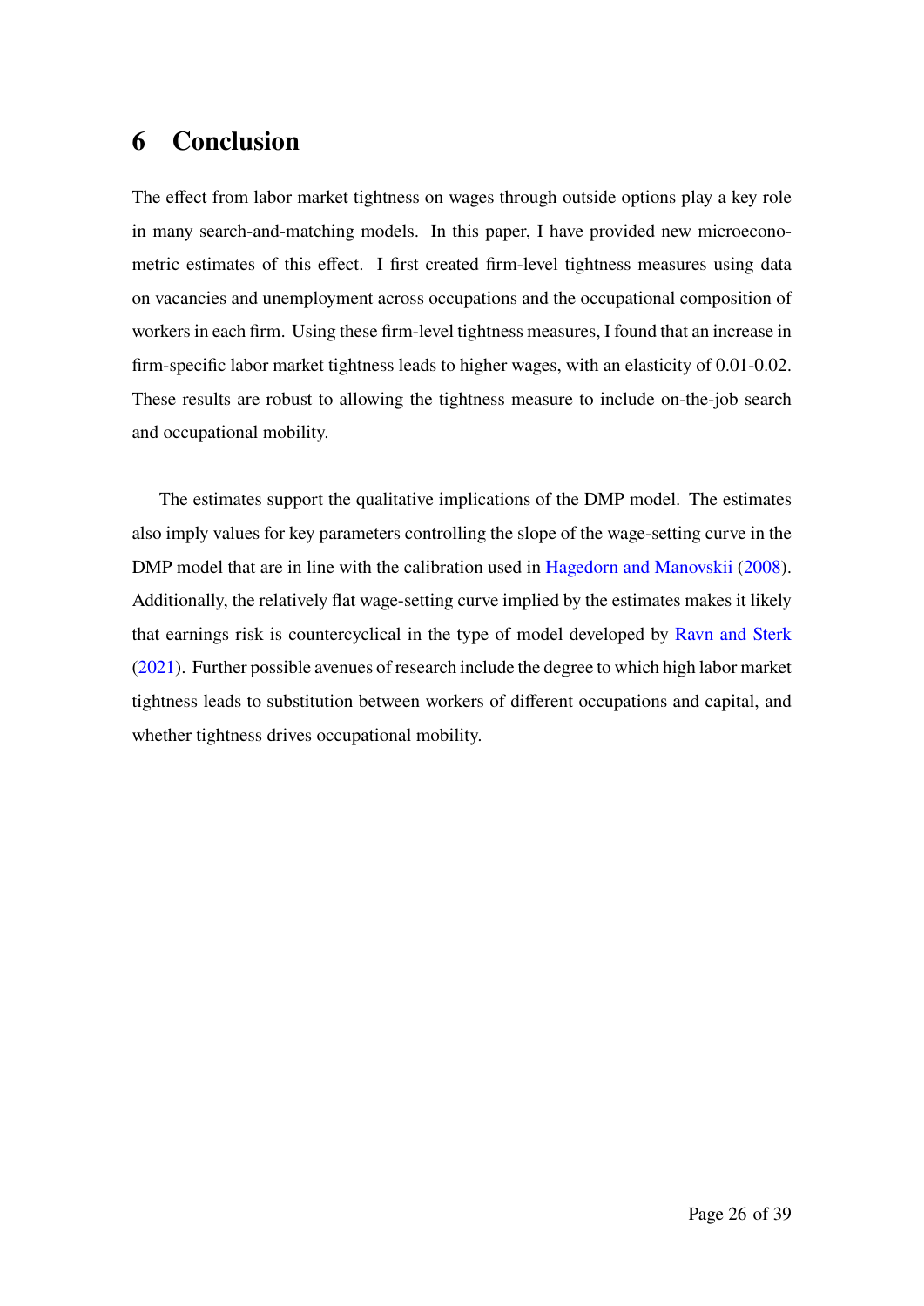## 6 Conclusion

The effect from labor market tightness on wages through outside options play a key role in many search-and-matching models. In this paper, I have provided new microeconometric estimates of this effect. I first created firm-level tightness measures using data on vacancies and unemployment across occupations and the occupational composition of workers in each firm. Using these firm-level tightness measures, I found that an increase in firm-specific labor market tightness leads to higher wages, with an elasticity of 0.01-0.02. These results are robust to allowing the tightness measure to include on-the-job search and occupational mobility.

The estimates support the qualitative implications of the DMP model. The estimates also imply values for key parameters controlling the slope of the wage-setting curve in the DMP model that are in line with the calibration used in Hagedorn and Manovskii (2008). Additionally, the relatively flat wage-setting curve implied by the estimates makes it likely that earnings risk is countercyclical in the type of model developed by Ravn and Sterk (2021). Further possible avenues of research include the degree to which high labor market tightness leads to substitution between workers of different occupations and capital, and whether tightness drives occupational mobility.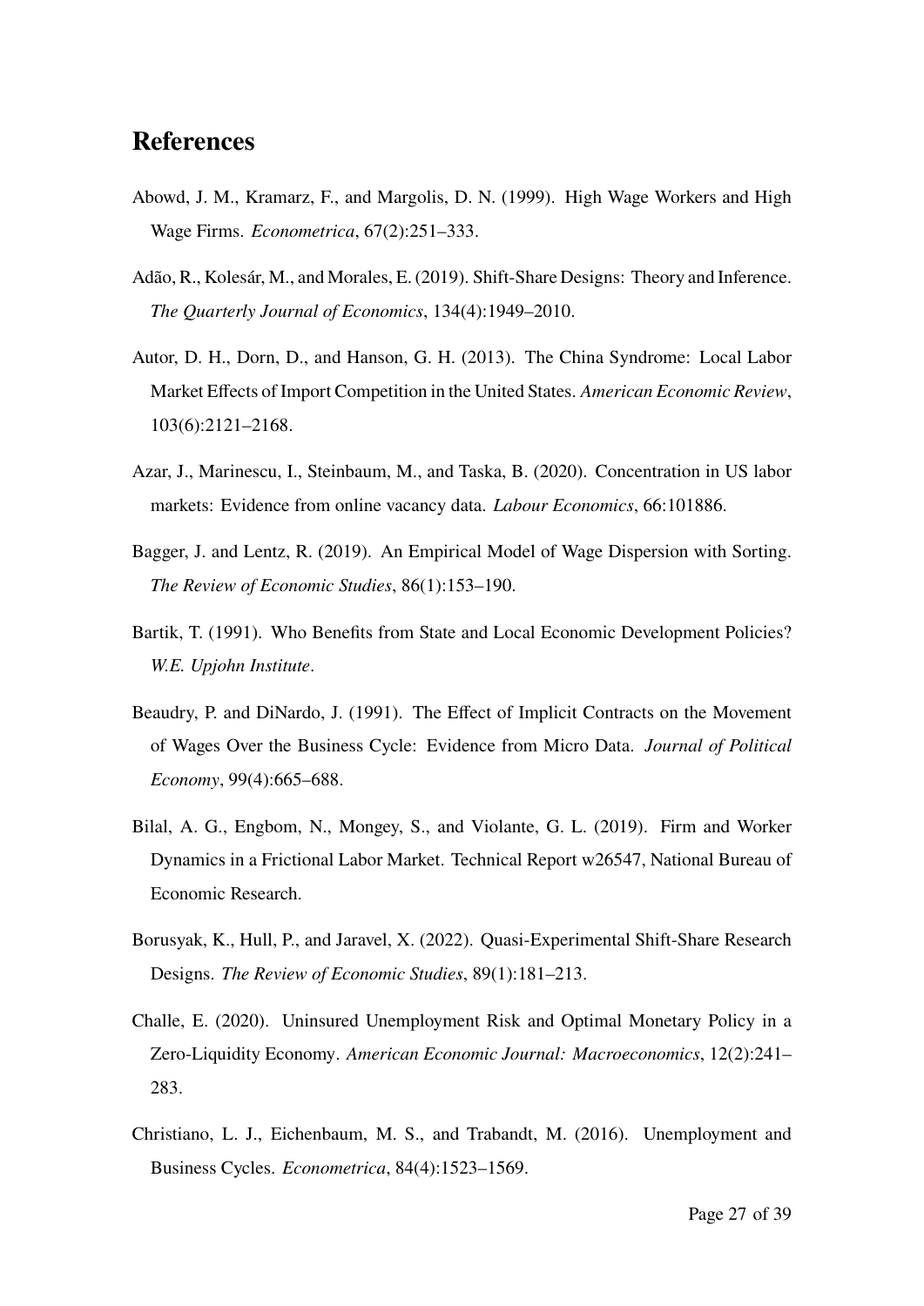## References

Abowd, J. M., Kramarz, F., and Margolis, D. N. (1999). High Wage Workers and High Wage Firms. *Econometrica*, 67(2):251–333.

Adão, R., Kolesár, M., and Morales, E. (2019). Shift-Share Designs: Theory and Inference. *The Quarterly Journal of Economics*, 134(4):1949–2010.

Autor, D. H., Dorn, D., and Hanson, G. H. (2013). The China Syndrome: Local Labor Market Effects of Import Competition in the United States. *American Economic Review*, 103(6):2121–2168.

Azar, J., Marinescu, I., Steinbaum, M., and Taska, B. (2020). Concentration in US labor markets: Evidence from online vacancy data. *Labour Economics*, 66:101886.

Bagger, J. and Lentz, R. (2019). An Empirical Model of Wage Dispersion with Sorting. *The Review of Economic Studies*, 86(1):153–190.

Bartik, T. (1991). Who Benefits from State and Local Economic Development Policies? *W.E. Upjohn Institute*.

Beaudry, P. and DiNardo, J. (1991). The Effect of Implicit Contracts on the Movement of Wages Over the Business Cycle: Evidence from Micro Data. *Journal of Political Economy*, 99(4):665–688.

Bilal, A. G., Engbom, N., Mongey, S., and Violante, G. L. (2019). Firm and Worker Dynamics in a Frictional Labor Market. Technical Report w26547, National Bureau of Economic Research.

Borusyak, K., Hull, P., and Jaravel, X. (2022). Quasi-Experimental Shift-Share Research Designs. *The Review of Economic Studies*, 89(1):181–213.

Challe, E. (2020). Uninsured Unemployment Risk and Optimal Monetary Policy in a Zero-Liquidity Economy. *American Economic Journal: Macroeconomics*, 12(2):241–283.

Christiano, L. J., Eichenbaum, M. S., and Trabandt, M. (2016). Unemployment and Business Cycles. *Econometrica*, 84(4):1523–1569.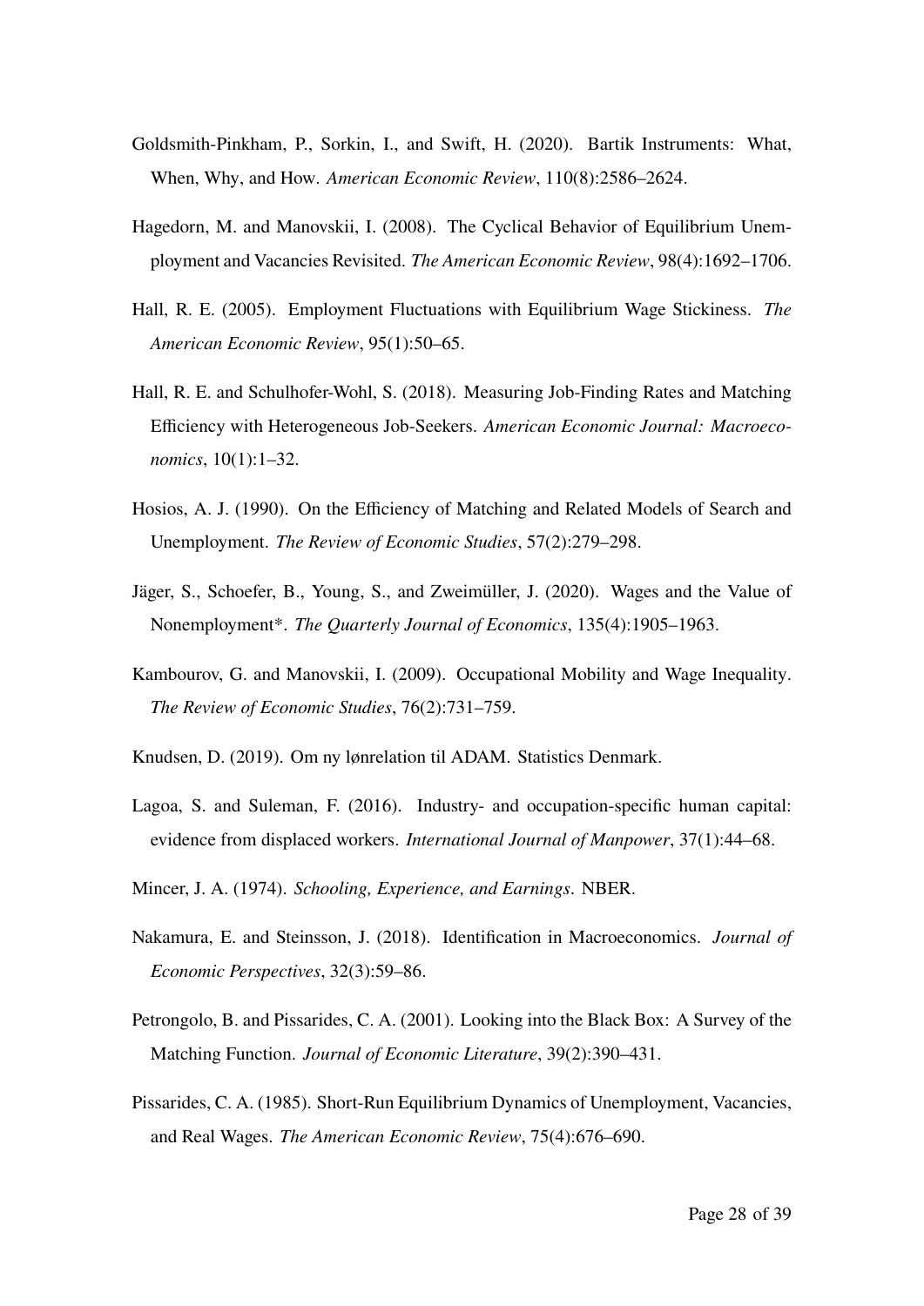Goldsmith-Pinkham, P., Sorkin, I., and Swift, H. (2020). Bartik Instruments: What, When, Why, and How. *American Economic Review*, 110(8):2586–2624.

Hagedorn, M. and Manovskii, I. (2008). The Cyclical Behavior of Equilibrium Unemployment and Vacancies Revisited. *The American Economic Review*, 98(4):1692–1706.

Hall, R. E. (2005). Employment Fluctuations with Equilibrium Wage Stickiness. *The American Economic Review*, 95(1):50–65.

Hall, R. E. and Schulhofer-Wohl, S. (2018). Measuring Job-Finding Rates and Matching Efficiency with Heterogeneous Job-Seekers. *American Economic Journal: Macroeconomics*, 10(1):1–32.

Hosios, A. J. (1990). On the Efficiency of Matching and Related Models of Search and Unemployment. *The Review of Economic Studies*, 57(2):279–298.

Jäger, S., Schoefer, B., Young, S., and Zweimüller, J. (2020). Wages and the Value of Nonemployment*. *The Quarterly Journal of Economics*, 135(4):1905–1963.

Kambourov, G. and Manovskii, I. (2009). Occupational Mobility and Wage Inequality. *The Review of Economic Studies*, 76(2):731–759.

Knudsen, D. (2019). Om ny lønrelation til ADAM. Statistics Denmark.

Lagoa, S. and Suleman, F. (2016). Industry- and occupation-specific human capital: evidence from displaced workers. *International Journal of Manpower*, 37(1):44–68.

Mincer, J. A. (1974). *Schooling, Experience, and Earnings*. NBER.

Nakamura, E. and Steinsson, J. (2018). Identification in Macroeconomics. *Journal of Economic Perspectives*, 32(3):59–86.

Petrongolo, B. and Pissarides, C. A. (2001). Looking into the Black Box: A Survey of the Matching Function. *Journal of Economic Literature*, 39(2):390–431.

Pissarides, C. A. (1985). Short-Run Equilibrium Dynamics of Unemployment, Vacancies, and Real Wages. *The American Economic Review*, 75(4):676–690.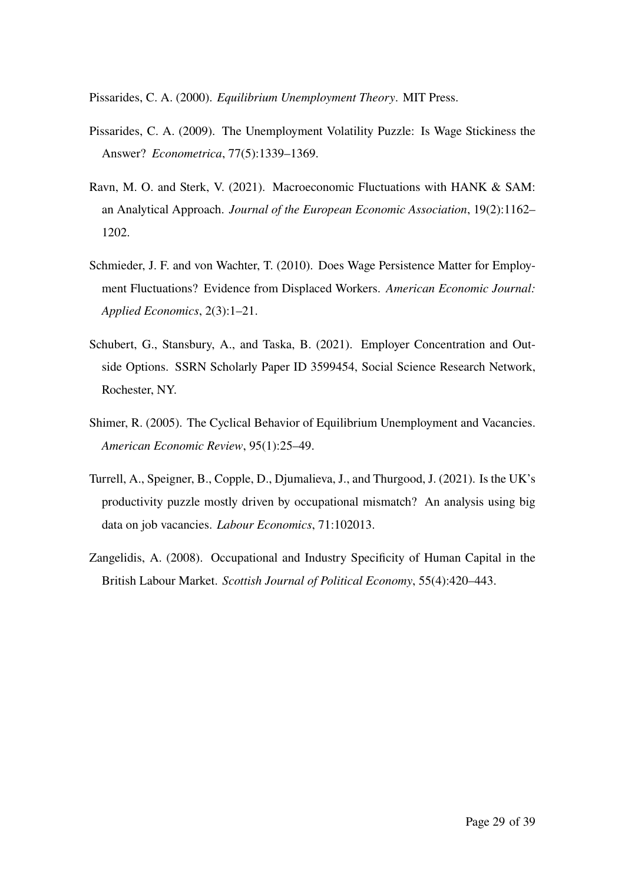Pissarides, C. A. (2000). *Equilibrium Unemployment Theory*. MIT Press.

Pissarides, C. A. (2009). The Unemployment Volatility Puzzle: Is Wage Stickiness the Answer? *Econometrica*, 77(5):1339–1369.

Ravn, M. O. and Sterk, V. (2021). Macroeconomic Fluctuations with HANK & SAM: an Analytical Approach. *Journal of the European Economic Association*, 19(2):1162–1202.

Schmieder, J. F. and von Wachter, T. (2010). Does Wage Persistence Matter for Employment Fluctuations? Evidence from Displaced Workers. *American Economic Journal: Applied Economics*, 2(3):1–21.

Schubert, G., Stansbury, A., and Taska, B. (2021). Employer Concentration and Outside Options. SSRN Scholarly Paper ID 3599454, Social Science Research Network, Rochester, NY.

Shimer, R. (2005). The Cyclical Behavior of Equilibrium Unemployment and Vacancies. *American Economic Review*, 95(1):25–49.

Turrell, A., Speigner, B., Copple, D., Djumalieva, J., and Thurgood, J. (2021). Is the UK's productivity puzzle mostly driven by occupational mismatch? An analysis using big data on job vacancies. *Labour Economics*, 71:102013.

Zangelidis, A. (2008). Occupational and Industry Specificity of Human Capital in the British Labour Market. *Scottish Journal of Political Economy*, 55(4):420–443.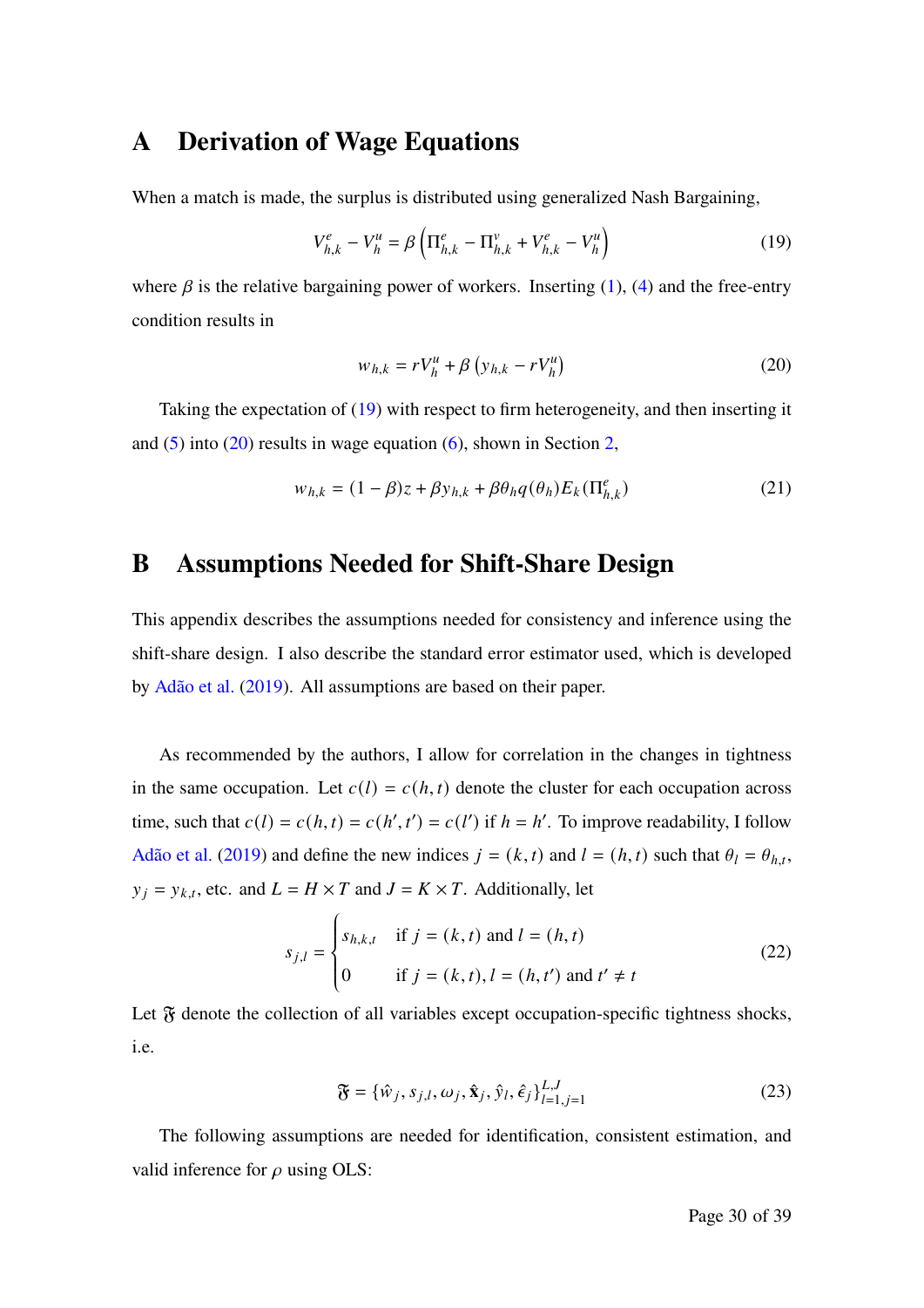# A Derivation of Wage Equations

When a match is made, the surplus is distributed using generalized Nash Bargaining,

$$V^e_{h,k} - V^u_h = \beta \left( \Pi^e_{h,k} - \Pi^v_{h,k} + V^e_{h,k} - V^u_h \right) \tag{19}$$

where $\beta$ is the relative bargaining power of workers. Inserting (1), (4) and the free-entry condition results in

$$w_{h,k} = rV^u_h + \beta \left( y_{h,k} - rV^u_h \right) \tag{20}$$

Taking the expectation of (19) with respect to firm heterogeneity, and then inserting it and (5) into (20) results in wage equation (6), shown in Section 2,

$$w_{h,k} = (1-\beta)z + \beta y_{h,k} + \beta \theta_h q(\theta_h) E_k(\Pi^e_{h,k}) \tag{21}$$

# B Assumptions Needed for Shift-Share Design

This appendix describes the assumptions needed for consistency and inference using the shift-share design. I also describe the standard error estimator used, which is developed by Adão et al. (2019). All assumptions are based on their paper.

As recommended by the authors, I allow for correlation in the changes in tightness in the same occupation. Let $c(l) = c(h,t)$ denote the cluster for each occupation across time, such that $c(l) = c(h,t) = c(h',t') = c(l')$ if $h = h'$. To improve readability, I follow Adão et al. (2019) and define the new indices $j = (k,t)$ and $l = (h,t)$ such that $\theta_l = \theta_{h,t}$, $y_j = y_{k,t}$, etc. and $L = H \times T$ and $J = K \times T$. Additionally, let

$$s_{j,l} = \begin{cases} s_{h,k,t} & \text{if } j = (k,t) \text{ and } l = (h,t) \\ 0 & \text{if } j = (k,t), l = (h,t') \text{ and } t' \neq t \end{cases} \tag{22}$$

Let $\mathfrak{F}$ denote the collection of all variables except occupation-specific tightness shocks, i.e.

$$\mathfrak{F} = \{\hat{w}_j, s_{j,l}, \omega_j, \hat{\mathbf{x}}_j, \hat{y}_l, \hat{\epsilon}_j\}_{l=1,j=1}^{L,J} \tag{23}$$

The following assumptions are needed for identification, consistent estimation, and valid inference for $\rho$ using OLS: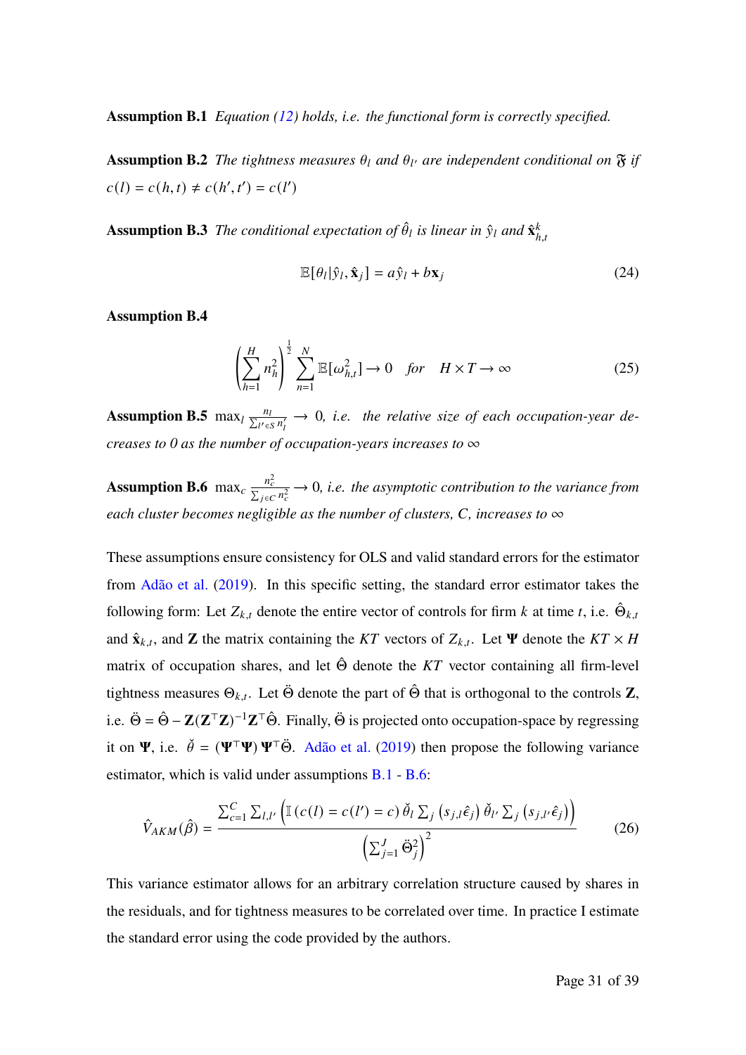**Assumption B.1** *Equation (12) holds, i.e. the functional form is correctly specified.*

**Assumption B.2** *The tightness measures $\theta_l$ and $\theta_{l'}$ are independent conditional on $\mathfrak{F}$ if $c(l) = c(h,t) \neq c(h',t') = c(l')$*

**Assumption B.3** *The conditional expectation of $\hat{\theta}_l$ is linear in $\hat{y}_l$ and $\hat{\mathbf{x}}^k_{h,t}$*

$$\mathbb{E}[\theta_l | \hat{y}_l, \hat{\mathbf{x}}_j] = a\hat{y}_l + b\mathbf{x}_j \tag{24}$$

**Assumption B.4**

$$\left(\sum_{h=1}^{H} n_h^2\right)^{\frac{1}{2}} \sum_{n=1}^{N} \mathbb{E}[\omega_{h,t}^2] \to 0 \quad \textit{for} \quad H \times T \to \infty \tag{25}$$

**Assumption B.5** $\max_l \frac{n_l}{\sum_{l' \in S} n'_l} \to 0$*, i.e. the relative size of each occupation-year decreases to 0 as the number of occupation-years increases to* $\infty$

**Assumption B.6** $\max_c \frac{n_c^2}{\sum_{j \in C} n_c^2} \to 0$*, i.e. the asymptotic contribution to the variance from each cluster becomes negligible as the number of clusters, $C$, increases to* $\infty$

These assumptions ensure consistency for OLS and valid standard errors for the estimator from Adão et al. (2019). In this specific setting, the standard error estimator takes the following form: Let $Z_{k,t}$ denote the entire vector of controls for firm $k$ at time $t$, i.e. $\hat{\Theta}_{k,t}$ and $\hat{\mathbf{x}}_{k,t}$, and $\mathbf{Z}$ the matrix containing the $KT$ vectors of $Z_{k,t}$. Let $\mathbf{\Psi}$ denote the $KT \times H$ matrix of occupation shares, and let $\hat{\Theta}$ denote the $KT$ vector containing all firm-level tightness measures $\Theta_{k,t}$. Let $\ddot{\Theta}$ denote the part of $\hat{\Theta}$ that is orthogonal to the controls $\mathbf{Z}$, i.e. $\ddot{\Theta} = \hat{\Theta} - \mathbf{Z}(\mathbf{Z}^\top\mathbf{Z})^{-1}\mathbf{Z}^\top\hat{\Theta}$. Finally, $\ddot{\Theta}$ is projected onto occupation-space by regressing it on $\mathbf{\Psi}$, i.e. $\check{\theta} = (\mathbf{\Psi}^\top\mathbf{\Psi})\,\mathbf{\Psi}^\top\ddot{\Theta}$. Adão et al. (2019) then propose the following variance estimator, which is valid under assumptions B.1 - B.6:

$$\hat{V}_{AKM}(\hat{\beta}) = \frac{\sum_{c=1}^{C} \sum_{l,l'} \left(\mathbb{I}\left(c(l) = c(l') = c\right) \check{\theta}_l \sum_j \left(s_{j,l}\hat{\epsilon}_j\right) \check{\theta}_{l'} \sum_j \left(s_{j,l'}\hat{\epsilon}_j\right)\right)}{\left(\sum_{j=1}^{J} \ddot{\Theta}_j^2\right)^2} \tag{26}$$

This variance estimator allows for an arbitrary correlation structure caused by shares in the residuals, and for tightness measures to be correlated over time. In practice I estimate the standard error using the code provided by the authors.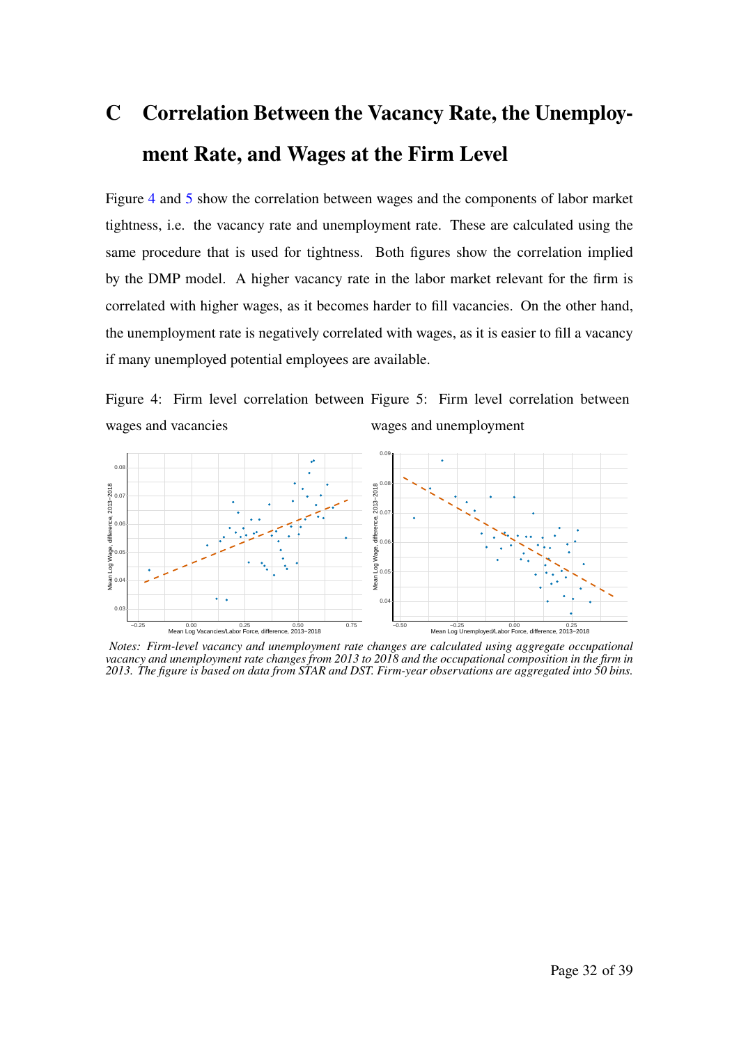# C Correlation Between the Vacancy Rate, the Unemployment Rate, and Wages at the Firm Level

Figure 4 and 5 show the correlation between wages and the components of labor market tightness, i.e. the vacancy rate and unemployment rate. These are calculated using the same procedure that is used for tightness. Both figures show the correlation implied by the DMP model. A higher vacancy rate in the labor market relevant for the firm is correlated with higher wages, as it becomes harder to fill vacancies. On the other hand, the unemployment rate is negatively correlated with wages, as it is easier to fill a vacancy if many unemployed potential employees are available.

Figure 4: Firm level correlation between wages and vacancies

Figure 5: Firm level correlation between wages and unemployment

*Notes: Firm-level vacancy and unemployment rate changes are calculated using aggregate occupational vacancy and unemployment rate changes from 2013 to 2018 and the occupational composition in the firm in 2013. The figure is based on data from STAR and DST. Firm-year observations are aggregated into 50 bins.*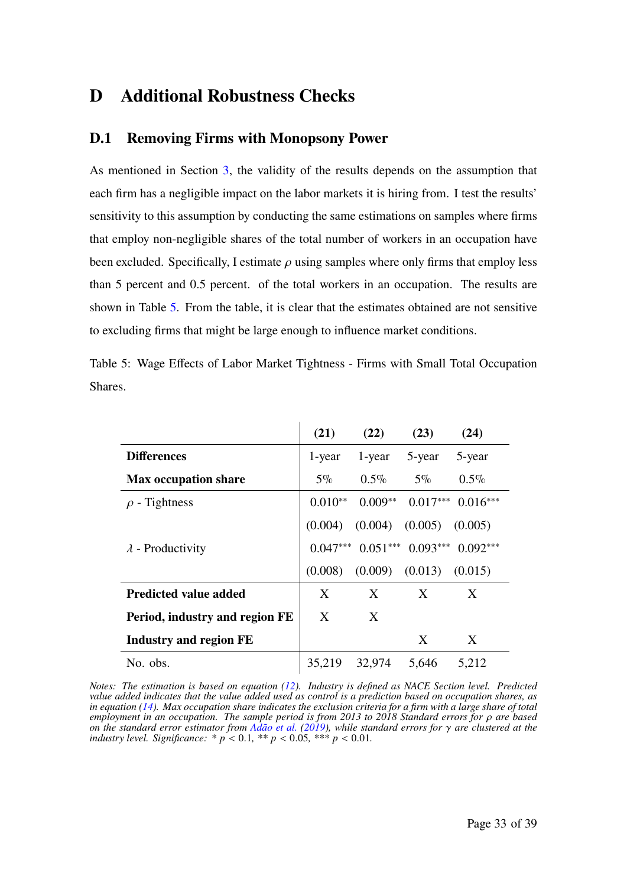# D Additional Robustness Checks

## D.1 Removing Firms with Monopsony Power

As mentioned in Section 3, the validity of the results depends on the assumption that each firm has a negligible impact on the labor markets it is hiring from. I test the results' sensitivity to this assumption by conducting the same estimations on samples where firms that employ non-negligible shares of the total number of workers in an occupation have been excluded. Specifically, I estimate $\rho$ using samples where only firms that employ less than 5 percent and 0.5 percent. of the total workers in an occupation. The results are shown in Table 5. From the table, it is clear that the estimates obtained are not sensitive to excluding firms that might be large enough to influence market conditions.

Table 5: Wage Effects of Labor Market Tightness - Firms with Small Total Occupation Shares.

| | **(21)** | **(22)** | **(23)** | **(24)** |
|---|---|---|---|---|
| **Differences** | 1-year | 1-year | 5-year | 5-year |
| **Max occupation share** | 5% | 0.5% | 5% | 0.5% |
| $\rho$ - Tightness | $0.010^{**}$ | $0.009^{**}$ | $0.017^{***}$ | $0.016^{***}$ |
| | (0.004) | (0.004) | (0.005) | (0.005) |
| $\lambda$ - Productivity | $0.047^{***}$ | $0.051^{***}$ | $0.093^{***}$ | $0.092^{***}$ |
| | (0.008) | (0.009) | (0.013) | (0.015) |
| **Predicted value added** | X | X | X | X |
| **Period, industry and region FE** | X | X | | |
| **Industry and region FE** | | | X | X |
| No. obs. | 35,219 | 32,974 | 5,646 | 5,212 |

*Notes: The estimation is based on equation (12). Industry is defined as NACE Section level. Predicted value added indicates that the value added used as control is a prediction based on occupation shares, as in equation (14). Max occupation share indicates the exclusion criteria for a firm with a large share of total employment in an occupation. The sample period is from 2013 to 2018 Standard errors for $\rho$ are based on the standard error estimator from Adão et al. (2019), while standard errors for $\gamma$ are clustered at the industry level. Significance: * $p < 0.1$, ** $p < 0.05$, *** $p < 0.01$.*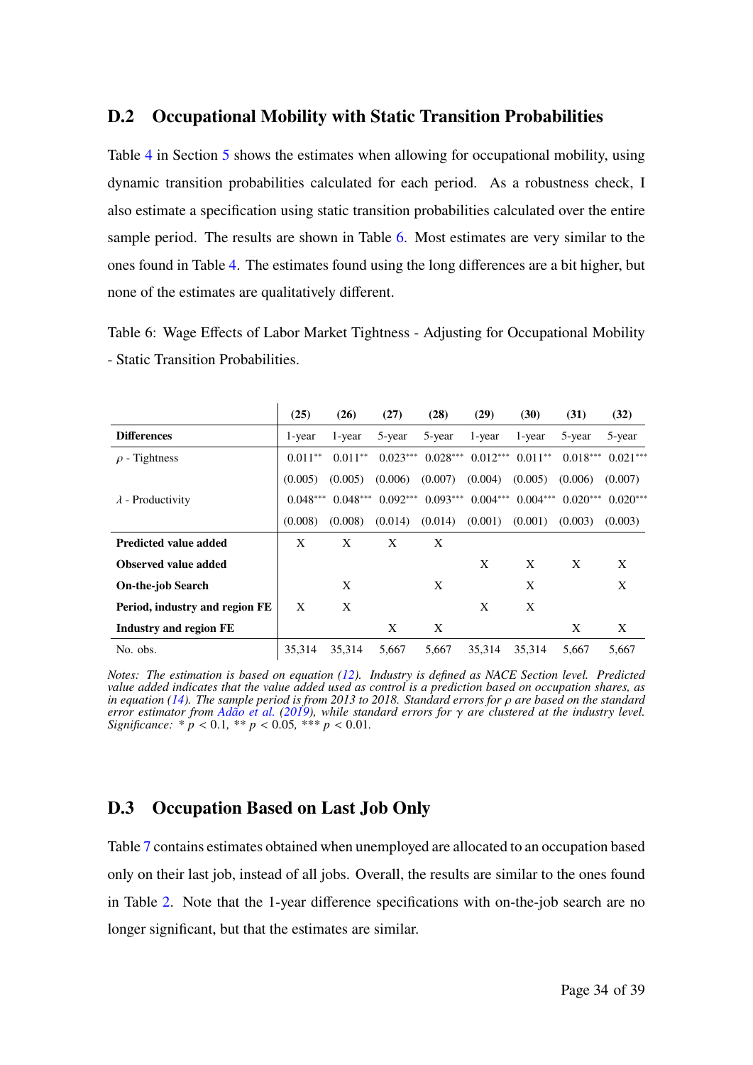## D.2 Occupational Mobility with Static Transition Probabilities

Table 4 in Section 5 shows the estimates when allowing for occupational mobility, using dynamic transition probabilities calculated for each period. As a robustness check, I also estimate a specification using static transition probabilities calculated over the entire sample period. The results are shown in Table 6. Most estimates are very similar to the ones found in Table 4. The estimates found using the long differences are a bit higher, but none of the estimates are qualitatively different.

Table 6: Wage Effects of Labor Market Tightness - Adjusting for Occupational Mobility - Static Transition Probabilities.

| | (25) | (26) | (27) | (28) | (29) | (30) | (31) | (32) |
|---|---|---|---|---|---|---|---|---|
| **Differences** | 1-year | 1-year | 5-year | 5-year | 1-year | 1-year | 5-year | 5-year |
| $\rho$ - Tightness | 0.011** | 0.011** | 0.023*** | 0.028*** | 0.012*** | 0.011** | 0.018*** | 0.021*** |
| | (0.005) | (0.005) | (0.006) | (0.007) | (0.004) | (0.005) | (0.006) | (0.007) |
| $\lambda$ - Productivity | 0.048*** | 0.048*** | 0.092*** | 0.093*** | 0.004*** | 0.004*** | 0.020*** | 0.020*** |
| | (0.008) | (0.008) | (0.014) | (0.014) | (0.001) | (0.001) | (0.003) | (0.003) |
| **Predicted value added** | X | X | X | X | | | | |
| **Observed value added** | | | | | X | X | X | X |
| **On-the-job Search** | | X | | X | | X | | X |
| **Period, industry and region FE** | X | X | | | X | X | | |
| **Industry and region FE** | | | X | X | | | X | X |
| No. obs. | 35,314 | 35,314 | 5,667 | 5,667 | 35,314 | 35,314 | 5,667 | 5,667 |

*Notes: The estimation is based on equation (12). Industry is defined as NACE Section level. Predicted value added indicates that the value added used as control is a prediction based on occupation shares, as in equation (14). The sample period is from 2013 to 2018. Standard errors for $\rho$ are based on the standard error estimator from Adão et al. (2019), while standard errors for $\gamma$ are clustered at the industry level. Significance: * $p < 0.1$, ** $p < 0.05$, *** $p < 0.01$.*

## D.3 Occupation Based on Last Job Only

Table 7 contains estimates obtained when unemployed are allocated to an occupation based only on their last job, instead of all jobs. Overall, the results are similar to the ones found in Table 2. Note that the 1-year difference specifications with on-the-job search are no longer significant, but that the estimates are similar.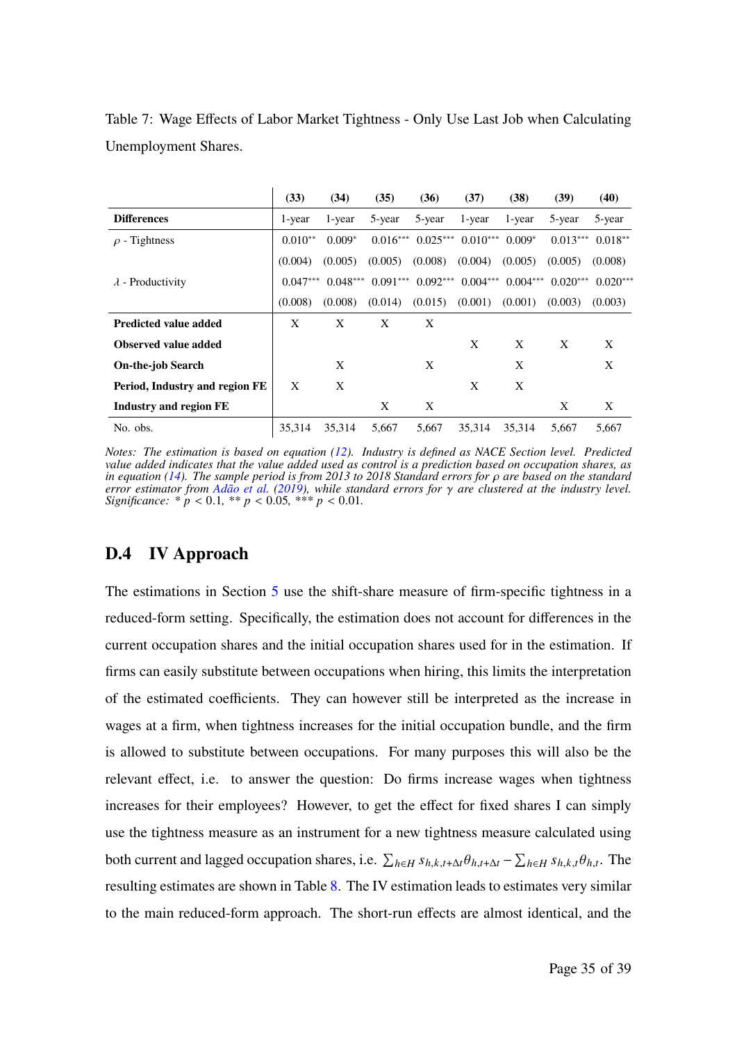Table 7: Wage Effects of Labor Market Tightness - Only Use Last Job when Calculating Unemployment Shares.

| | (33) | (34) | (35) | (36) | (37) | (38) | (39) | (40) |
|---|---|---|---|---|---|---|---|---|
| **Differences** | 1-year | 1-year | 5-year | 5-year | 1-year | 1-year | 5-year | 5-year |
| $\rho$ - Tightness | 0.010** | 0.009* | 0.016*** | 0.025*** | 0.010*** | 0.009* | 0.013*** | 0.018** |
| | (0.004) | (0.005) | (0.005) | (0.008) | (0.004) | (0.005) | (0.005) | (0.008) |
| $\lambda$ - Productivity | 0.047*** | 0.048*** | 0.091*** | 0.092*** | 0.004*** | 0.004*** | 0.020*** | 0.020*** |
| | (0.008) | (0.008) | (0.014) | (0.015) | (0.001) | (0.001) | (0.003) | (0.003) |
| **Predicted value added** | X | X | X | X | | | | |
| **Observed value added** | | | | | X | X | X | X |
| **On-the-job Search** | | X | | X | | X | | X |
| **Period, Industry and region FE** | X | X | | | X | X | | |
| **Industry and region FE** | | | X | X | | | X | X |
| No. obs. | 35,314 | 35,314 | 5,667 | 5,667 | 35,314 | 35,314 | 5,667 | 5,667 |

*Notes: The estimation is based on equation (12). Industry is defined as NACE Section level. Predicted value added indicates that the value added used as control is a prediction based on occupation shares, as in equation (14). The sample period is from 2013 to 2018 Standard errors for $\rho$ are based on the standard error estimator from Adão et al. (2019), while standard errors for $\gamma$ are clustered at the industry level. Significance: * $p < 0.1$, ** $p < 0.05$, *** $p < 0.01$.*

## D.4 IV Approach

The estimations in Section 5 use the shift-share measure of firm-specific tightness in a reduced-form setting. Specifically, the estimation does not account for differences in the current occupation shares and the initial occupation shares used for in the estimation. If firms can easily substitute between occupations when hiring, this limits the interpretation of the estimated coefficients. They can however still be interpreted as the increase in wages at a firm, when tightness increases for the initial occupation bundle, and the firm is allowed to substitute between occupations. For many purposes this will also be the relevant effect, i.e. to answer the question: Do firms increase wages when tightness increases for their employees? However, to get the effect for fixed shares I can simply use the tightness measure as an instrument for a new tightness measure calculated using both current and lagged occupation shares, i.e. $\sum_{h \in H} s_{h,k,t+\Delta t}\theta_{h,t+\Delta t} - \sum_{h \in H} s_{h,k,t}\theta_{h,t}$. The resulting estimates are shown in Table 8. The IV estimation leads to estimates very similar to the main reduced-form approach. The short-run effects are almost identical, and the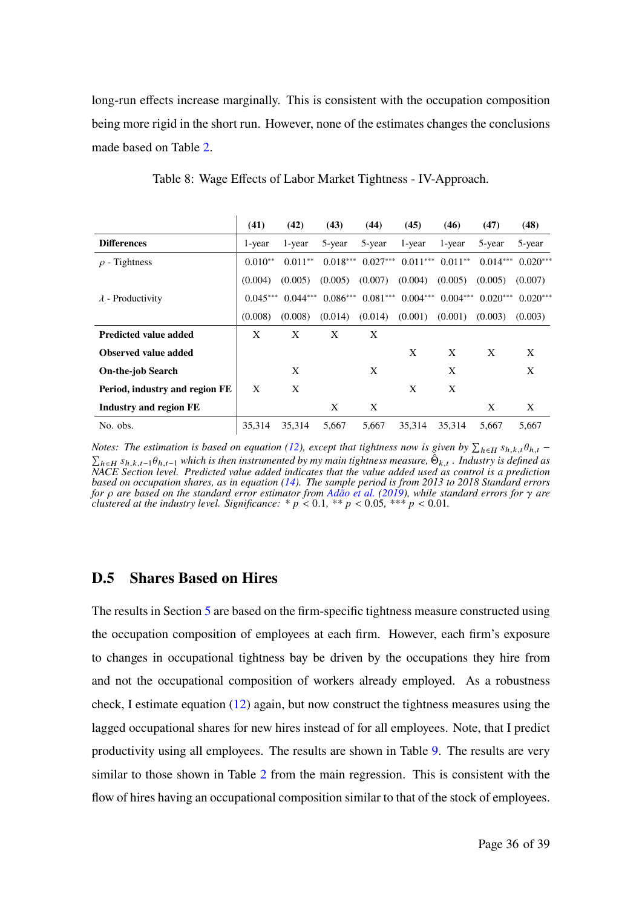long-run effects increase marginally. This is consistent with the occupation composition being more rigid in the short run. However, none of the estimates changes the conclusions made based on Table 2.

Table 8: Wage Effects of Labor Market Tightness - IV-Approach.

| | (41) | (42) | (43) | (44) | (45) | (46) | (47) | (48) |
|---|---|---|---|---|---|---|---|---|
| **Differences** | 1-year | 1-year | 5-year | 5-year | 1-year | 1-year | 5-year | 5-year |
| $\rho$ - Tightness | 0.010** | 0.011** | 0.018*** | 0.027*** | 0.011*** | 0.011** | 0.014*** | 0.020*** |
| | (0.004) | (0.005) | (0.005) | (0.007) | (0.004) | (0.005) | (0.005) | (0.007) |
| $\lambda$ - Productivity | 0.045*** | 0.044*** | 0.086*** | 0.081*** | 0.004*** | 0.004*** | 0.020*** | 0.020*** |
| | (0.008) | (0.008) | (0.014) | (0.014) | (0.001) | (0.001) | (0.003) | (0.003) |
| **Predicted value added** | X | X | X | X | | | | |
| **Observed value added** | | | | | X | X | X | X |
| **On-the-job Search** | | X | | X | | X | | X |
| **Period, industry and region FE** | X | X | | | X | X | | |
| **Industry and region FE** | | | X | X | | | X | X |
| No. obs. | 35,314 | 35,314 | 5,667 | 5,667 | 35,314 | 35,314 | 5,667 | 5,667 |

*Notes: The estimation is based on equation (12), except that tightness now is given by $\sum_{h\in H} s_{h,k,t}\theta_{h,t} - \sum_{h\in H} s_{h,k,t-1}\theta_{h,t-1}$ which is then instrumented by my main tightness measure, $\hat{\Theta}_{k,t}$ . Industry is defined as NACE Section level. Predicted value added indicates that the value added used as control is a prediction based on occupation shares, as in equation (14). The sample period is from 2013 to 2018 Standard errors for $\rho$ are based on the standard error estimator from Adão et al. (2019), while standard errors for $\gamma$ are clustered at the industry level. Significance: * $p < 0.1$, ** $p < 0.05$, *** $p < 0.01$.*

## D.5 Shares Based on Hires

The results in Section 5 are based on the firm-specific tightness measure constructed using the occupation composition of employees at each firm. However, each firm's exposure to changes in occupational tightness bay be driven by the occupations they hire from and not the occupational composition of workers already employed. As a robustness check, I estimate equation (12) again, but now construct the tightness measures using the lagged occupational shares for new hires instead of for all employees. Note, that I predict productivity using all employees. The results are shown in Table 9. The results are very similar to those shown in Table 2 from the main regression. This is consistent with the flow of hires having an occupational composition similar to that of the stock of employees.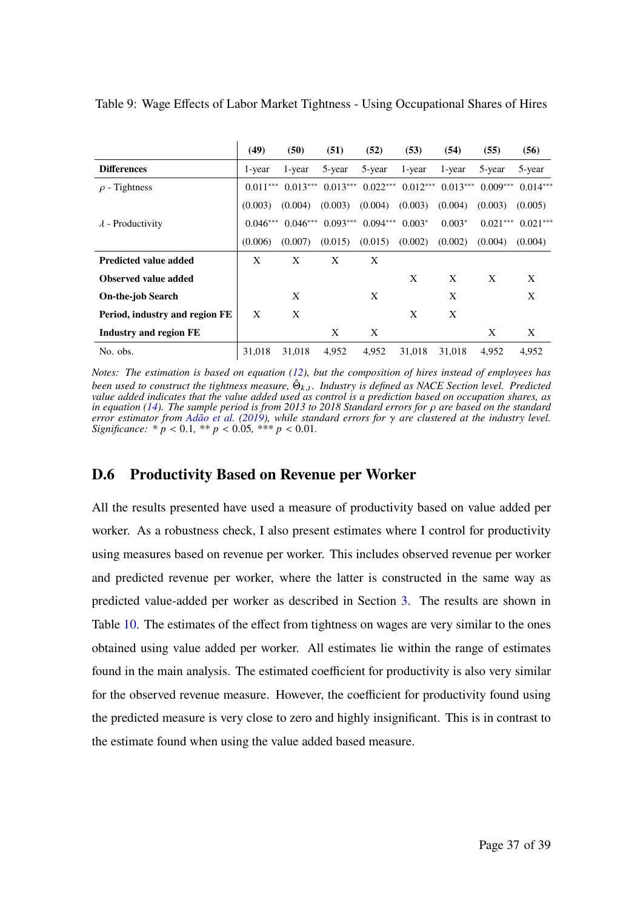Table 9: Wage Effects of Labor Market Tightness - Using Occupational Shares of Hires

| | (49) | (50) | (51) | (52) | (53) | (54) | (55) | (56) |
|---|---|---|---|---|---|---|---|---|
| **Differences** | 1-year | 1-year | 5-year | 5-year | 1-year | 1-year | 5-year | 5-year |
| $\rho$ - Tightness | 0.011*** | 0.013*** | 0.013*** | 0.022*** | 0.012*** | 0.013*** | 0.009*** | 0.014*** |
| | (0.003) | (0.004) | (0.003) | (0.004) | (0.003) | (0.004) | (0.003) | (0.005) |
| $\lambda$ - Productivity | 0.046*** | 0.046*** | 0.093*** | 0.094*** | 0.003* | 0.003* | 0.021*** | 0.021*** |
| | (0.006) | (0.007) | (0.015) | (0.015) | (0.002) | (0.002) | (0.004) | (0.004) |
| **Predicted value added** | X | X | X | X | | | | |
| **Observed value added** | | | | | X | X | X | X |
| **On-the-job Search** | | X | | X | | X | | X |
| **Period, industry and region FE** | X | X | | | X | X | | |
| **Industry and region FE** | | | X | X | | | X | X |
| No. obs. | 31,018 | 31,018 | 4,952 | 4,952 | 31,018 | 31,018 | 4,952 | 4,952 |

*Notes: The estimation is based on equation (12), but the composition of hires instead of employees has been used to construct the tightness measure, $\hat{\Theta}_{k,t}$. Industry is defined as NACE Section level. Predicted value added indicates that the value added used as control is a prediction based on occupation shares, as in equation (14). The sample period is from 2013 to 2018 Standard errors for $\rho$ are based on the standard error estimator from Adão et al. (2019), while standard errors for $\gamma$ are clustered at the industry level. Significance: * $p < 0.1$, ** $p < 0.05$, *** $p < 0.01$.*

## D.6 Productivity Based on Revenue per Worker

All the results presented have used a measure of productivity based on value added per worker. As a robustness check, I also present estimates where I control for productivity using measures based on revenue per worker. This includes observed revenue per worker and predicted revenue per worker, where the latter is constructed in the same way as predicted value-added per worker as described in Section 3. The results are shown in Table 10. The estimates of the effect from tightness on wages are very similar to the ones obtained using value added per worker. All estimates lie within the range of estimates found in the main analysis. The estimated coefficient for productivity is also very similar for the observed revenue measure. However, the coefficient for productivity found using the predicted measure is very close to zero and highly insignificant. This is in contrast to the estimate found when using the value added based measure.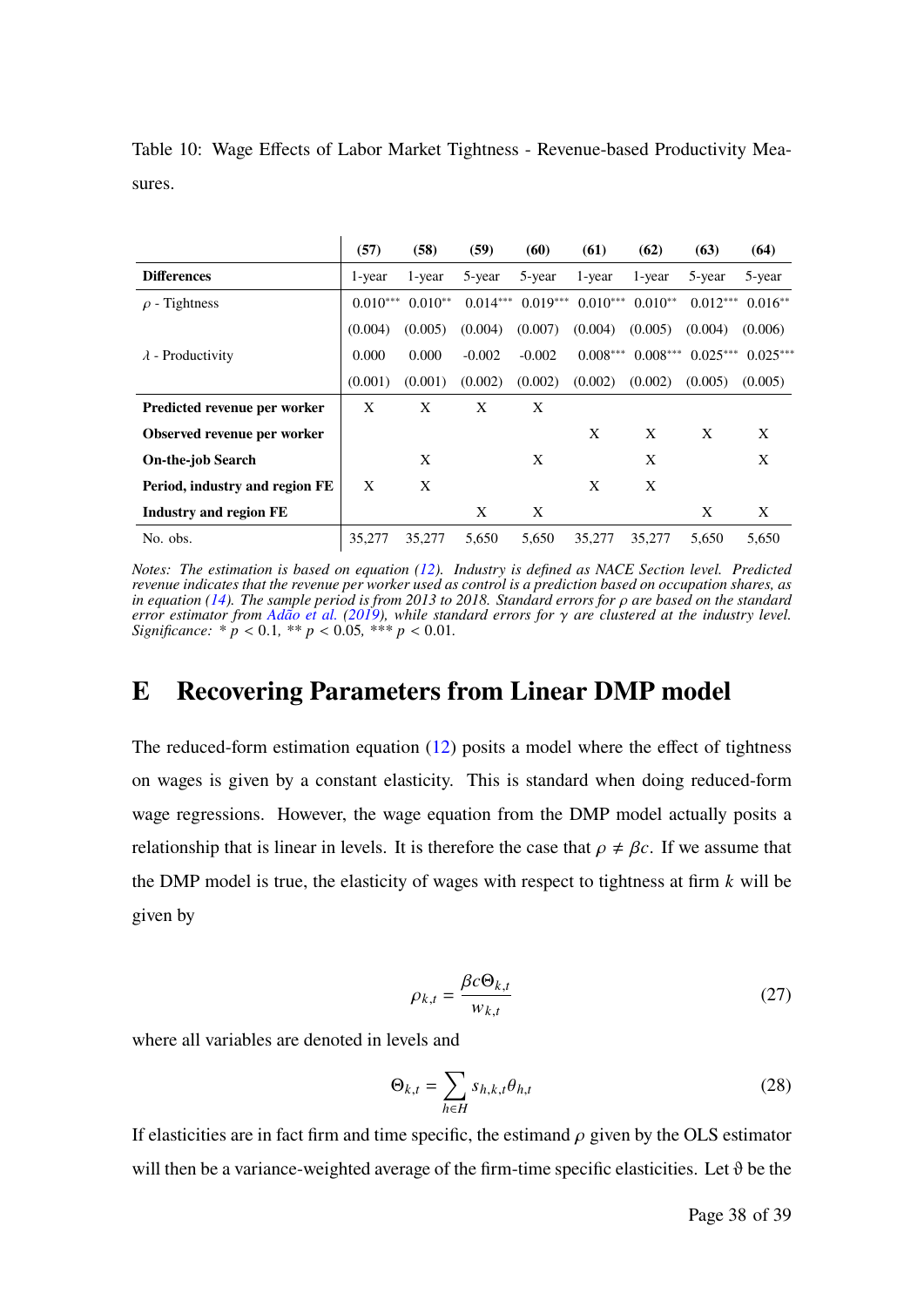Table 10: Wage Effects of Labor Market Tightness - Revenue-based Productivity Measures.

| | (57) | (58) | (59) | (60) | (61) | (62) | (63) | (64) |
|---|---|---|---|---|---|---|---|---|
| **Differences** | 1-year | 1-year | 5-year | 5-year | 1-year | 1-year | 5-year | 5-year |
| $\rho$ - Tightness | 0.010*** | 0.010** | 0.014*** | 0.019*** | 0.010*** | 0.010** | 0.012*** | 0.016** |
| | (0.004) | (0.005) | (0.004) | (0.007) | (0.004) | (0.005) | (0.004) | (0.006) |
| $\lambda$ - Productivity | 0.000 | 0.000 | -0.002 | -0.002 | 0.008*** | 0.008*** | 0.025*** | 0.025*** |
| | (0.001) | (0.001) | (0.002) | (0.002) | (0.002) | (0.002) | (0.005) | (0.005) |
| **Predicted revenue per worker** | X | X | X | X | | | | |
| **Observed revenue per worker** | | | | | X | X | X | X |
| **On-the-job Search** | | X | | X | | X | | X |
| **Period, industry and region FE** | X | X | | | X | X | | |
| **Industry and region FE** | | | X | X | | | X | X |
| No. obs. | 35,277 | 35,277 | 5,650 | 5,650 | 35,277 | 35,277 | 5,650 | 5,650 |

*Notes: The estimation is based on equation (12). Industry is defined as NACE Section level. Predicted revenue indicates that the revenue per worker used as control is a prediction based on occupation shares, as in equation (14). The sample period is from 2013 to 2018. Standard errors for $\rho$ are based on the standard error estimator from Adão et al. (2019), while standard errors for $\gamma$ are clustered at the industry level. Significance: * $p < 0.1$, ** $p < 0.05$, *** $p < 0.01$.*

# E Recovering Parameters from Linear DMP model

The reduced-form estimation equation (12) posits a model where the effect of tightness on wages is given by a constant elasticity. This is standard when doing reduced-form wage regressions. However, the wage equation from the DMP model actually posits a relationship that is linear in levels. It is therefore the case that $\rho \neq \beta c$. If we assume that the DMP model is true, the elasticity of wages with respect to tightness at firm $k$ will be given by

$$\rho_{k,t} = \frac{\beta c \Theta_{k,t}}{w_{k,t}} \tag{27}$$

where all variables are denoted in levels and

$$\Theta_{k,t} = \sum_{h \in H} s_{h,k,t} \theta_{h,t} \tag{28}$$

If elasticities are in fact firm and time specific, the estimand $\rho$ given by the OLS estimator will then be a variance-weighted average of the firm-time specific elasticities. Let $\vartheta$ be the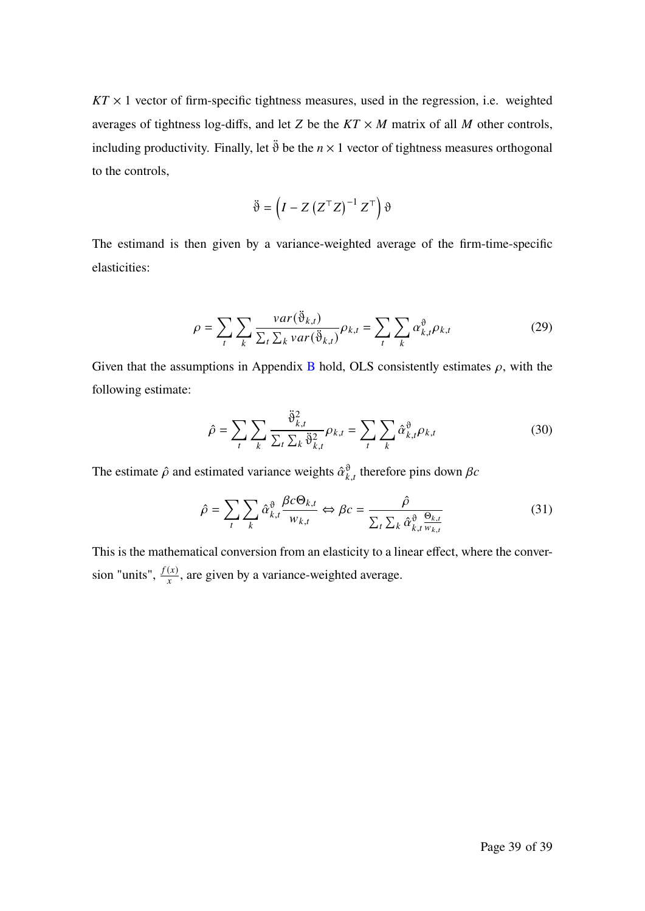$KT \times 1$ vector of firm-specific tightness measures, used in the regression, i.e. weighted averages of tightness log-diffs, and let $Z$ be the $KT \times M$ matrix of all $M$ other controls, including productivity. Finally, let $\ddot{\vartheta}$ be the $n \times 1$ vector of tightness measures orthogonal to the controls,

$$\ddot{\vartheta} = \left(I - Z\left(Z^\top Z\right)^{-1} Z^\top\right)\vartheta$$

The estimand is then given by a variance-weighted average of the firm-time-specific elasticities:

$$\rho = \sum_t \sum_k \frac{var(\ddot{\vartheta}_{k,t})}{\sum_t \sum_k var(\ddot{\vartheta}_{k,t})}\rho_{k,t} = \sum_t \sum_k \alpha^{\vartheta}_{k,t}\rho_{k,t} \tag{29}$$

Given that the assumptions in Appendix B hold, OLS consistently estimates $\rho$, with the following estimate:

$$\hat{\rho} = \sum_t \sum_k \frac{\ddot{\vartheta}^2_{k,t}}{\sum_t \sum_k \ddot{\vartheta}^2_{k,t}}\rho_{k,t} = \sum_t \sum_k \hat{\alpha}^{\vartheta}_{k,t}\rho_{k,t} \tag{30}$$

The estimate $\hat{\rho}$ and estimated variance weights $\hat{\alpha}^{\vartheta}_{k,t}$ therefore pins down $\beta c$

$$\hat{\rho} = \sum_t \sum_k \hat{\alpha}^{\vartheta}_{k,t} \frac{\beta c \Theta_{k,t}}{w_{k,t}} \Leftrightarrow \beta c = \frac{\hat{\rho}}{\sum_t \sum_k \hat{\alpha}^{\vartheta}_{k,t} \frac{\Theta_{k,t}}{w_{k,t}}} \tag{31}$$

This is the mathematical conversion from an elasticity to a linear effect, where the conversion "units", $\frac{f(x)}{x}$, are given by a variance-weighted average.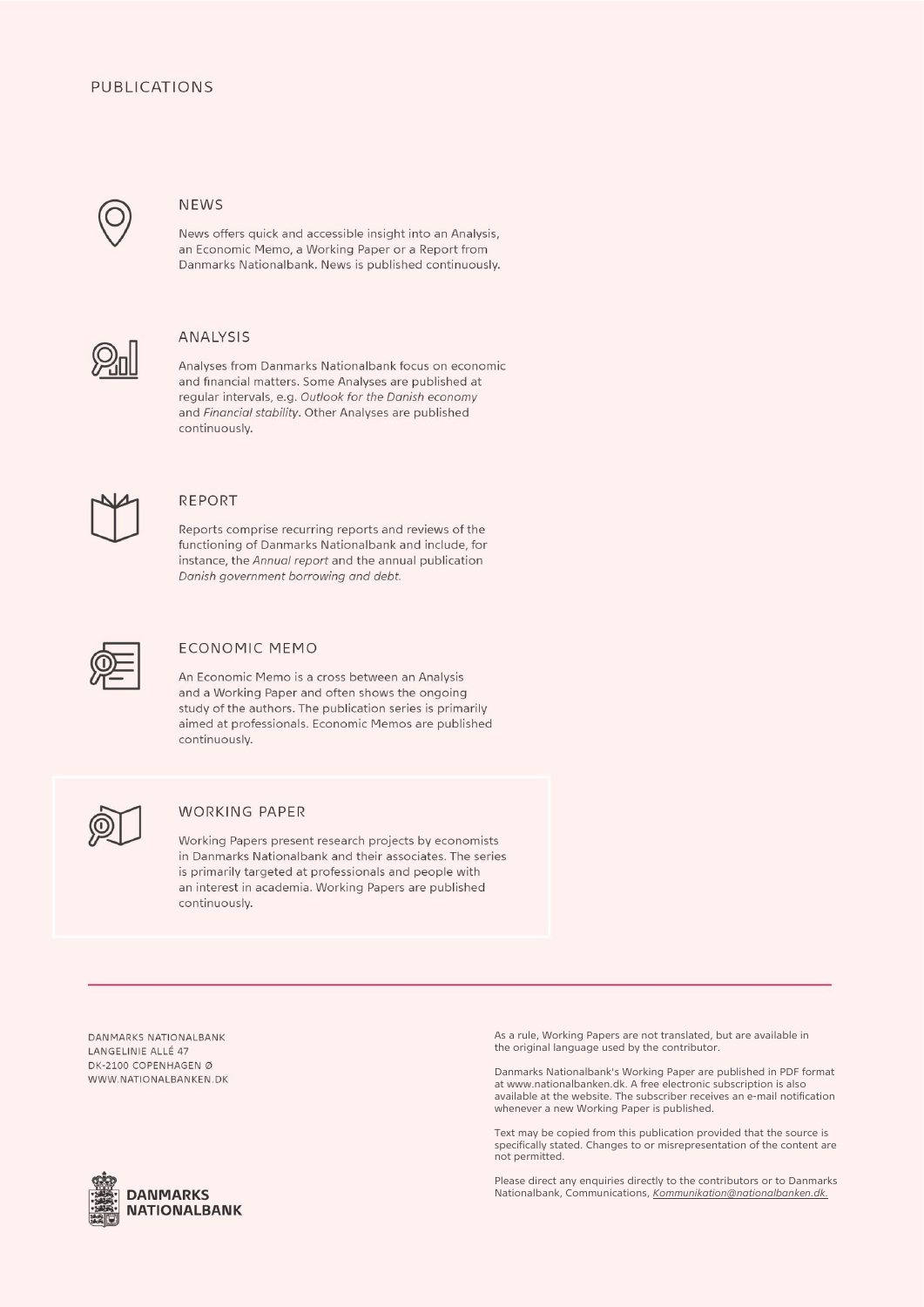# PUBLICATIONS

## NEWS

News offers quick and accessible insight into an Analysis, an Economic Memo, a Working Paper or a Report from Danmarks Nationalbank. News is published continuously.

## ANALYSIS

Analyses from Danmarks Nationalbank focus on economic and financial matters. Some Analyses are published at regular intervals, e.g. *Outlook for the Danish economy* and *Financial stability*. Other Analyses are published continuously.

## REPORT

Reports comprise recurring reports and reviews of the functioning of Danmarks Nationalbank and include, for instance, the *Annual report* and the annual publication *Danish government borrowing and debt*.

## ECONOMIC MEMO

An Economic Memo is a cross between an Analysis and a Working Paper and often shows the ongoing study of the authors. The publication series is primarily aimed at professionals. Economic Memos are published continuously.

## WORKING PAPER

Working Papers present research projects by economists in Danmarks Nationalbank and their associates. The series is primarily targeted at professionals and people with an interest in academia. Working Papers are published continuously.

---

DANMARKS NATIONALBANK
LANGELINIE ALLÉ 47
DK-2100 COPENHAGEN Ø
WWW.NATIONALBANKEN.DK

As a rule, Working Papers are not translated, but are available in the original language used by the contributor.

Danmarks Nationalbank's Working Paper are published in PDF format at www.nationalbanken.dk. A free electronic subscription is also available at the website. The subscriber receives an e-mail notification whenever a new Working Paper is published.

Text may be copied from this publication provided that the source is specifically stated. Changes to or misrepresentation of the content are not permitted.

Please direct any enquiries directly to the contributors or to Danmarks Nationalbank, Communications, *Kommunikation@nationalbanken.dk.*

DANMARKS NATIONALBANK